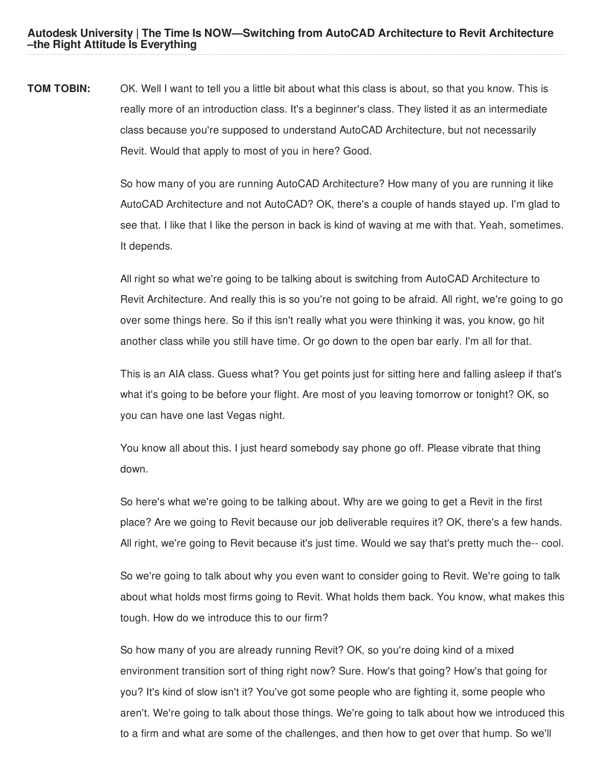**TOM TOBIN:** OK. Well I want to tell you a little bit about what this class is about, so that you know. This is really more of an introduction class. It's a beginner's class. They listed it as an intermediate class because you're supposed to understand AutoCAD Architecture, but not necessarily Revit. Would that apply to most of you in here? Good.

So how many of you are running AutoCAD Architecture? How many of you are running it like AutoCAD Architecture and not AutoCAD? OK, there's a couple of hands stayed up. I'm glad to see that. I like that I like the person in back is kind of waving at me with that. Yeah, sometimes. It depends.

All right so what we're going to be talking about is switching from AutoCAD Architecture to Revit Architecture. And really this is so you're not going to be afraid. All right, we're going to go over some things here. So if this isn't really what you were thinking it was, you know, go hit another class while you still have time. Or go down to the open bar early. I'm all for that.

This is an AIA class. Guess what? You get points just for sitting here and falling asleep if that's what it's going to be before your flight. Are most of you leaving tomorrow or tonight? OK, so you can have one last Vegas night.

You know all about this. I just heard somebody say phone go off. Please vibrate that thing down.

So here's what we're going to be talking about. Why are we going to get a Revit in the first place? Are we going to Revit because our job deliverable requires it? OK, there's a few hands. All right, we're going to Revit because it's just time. Would we say that's pretty much the-- cool.

So we're going to talk about why you even want to consider going to Revit. We're going to talk about what holds most firms going to Revit. What holds them back. You know, what makes this tough. How do we introduce this to our firm?

So how many of you are already running Revit? OK, so you're doing kind of a mixed environment transition sort of thing right now? Sure. How's that going? How's that going for you? It's kind of slow isn't it? You've got some people who are fighting it, some people who aren't. We're going to talk about those things. We're going to talk about how we introduced this to a firm and what are some of the challenges, and then how to get over that hump. So we'll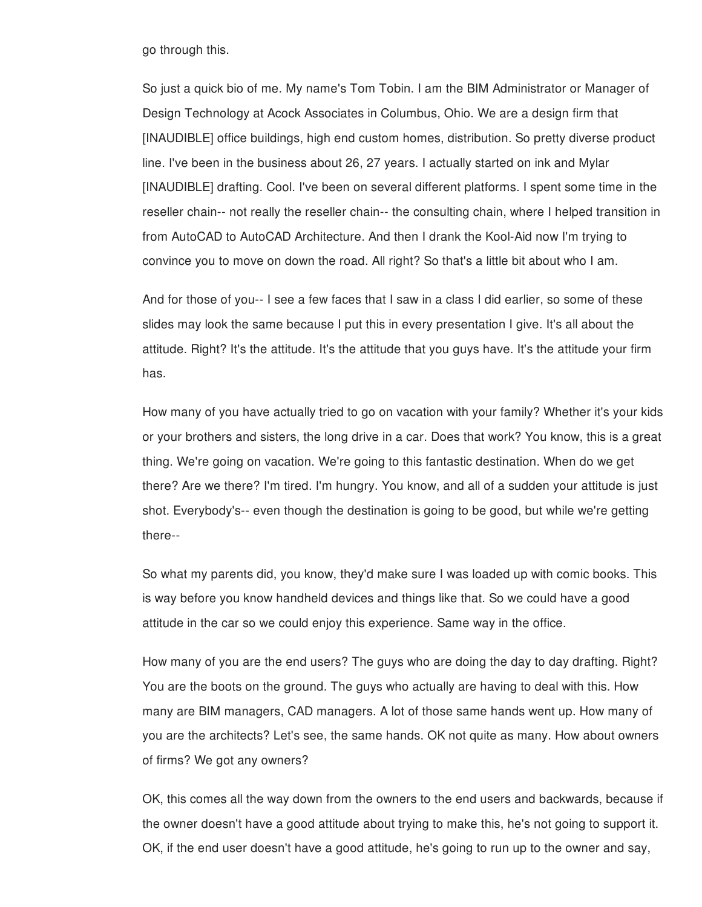go through this.

So just a quick bio of me. My name's Tom Tobin. I am the BIM Administrator or Manager of Design Technology at Acock Associates in Columbus, Ohio. We are a design firm that [INAUDIBLE] office buildings, high end custom homes, distribution. So pretty diverse product line. I've been in the business about 26, 27 years. I actually started on ink and Mylar [INAUDIBLE] drafting. Cool. I've been on several different platforms. I spent some time in the reseller chain-- not really the reseller chain-- the consulting chain, where I helped transition in from AutoCAD to AutoCAD Architecture. And then I drank the Kool-Aid now I'm trying to convince you to move on down the road. All right? So that's a little bit about who I am.

And for those of you-- I see a few faces that I saw in a class I did earlier, so some of these slides may look the same because I put this in every presentation I give. It's all about the attitude. Right? It's the attitude. It's the attitude that you guys have. It's the attitude your firm has.

How many of you have actually tried to go on vacation with your family? Whether it's your kids or your brothers and sisters, the long drive in a car. Does that work? You know, this is a great thing. We're going on vacation. We're going to this fantastic destination. When do we get there? Are we there? I'm tired. I'm hungry. You know, and all of a sudden your attitude is just shot. Everybody's-- even though the destination is going to be good, but while we're getting there--

So what my parents did, you know, they'd make sure I was loaded up with comic books. This is way before you know handheld devices and things like that. So we could have a good attitude in the car so we could enjoy this experience. Same way in the office.

How many of you are the end users? The guys who are doing the day to day drafting. Right? You are the boots on the ground. The guys who actually are having to deal with this. How many are BIM managers, CAD managers. A lot of those same hands went up. How many of you are the architects? Let's see, the same hands. OK not quite as many. How about owners of firms? We got any owners?

OK, this comes all the way down from the owners to the end users and backwards, because if the owner doesn't have a good attitude about trying to make this, he's not going to support it. OK, if the end user doesn't have a good attitude, he's going to run up to the owner and say,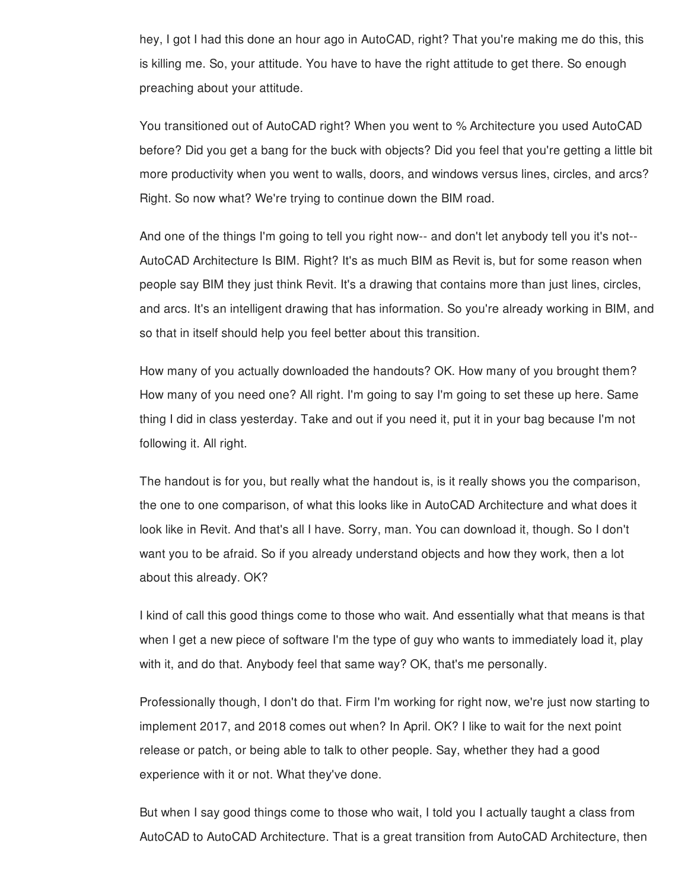hey, I got I had this done an hour ago in AutoCAD, right? That you're making me do this, this is killing me. So, your attitude. You have to have the right attitude to get there. So enough preaching about your attitude.

You transitioned out of AutoCAD right? When you went to % Architecture you used AutoCAD before? Did you get a bang for the buck with objects? Did you feel that you're getting a little bit more productivity when you went to walls, doors, and windows versus lines, circles, and arcs? Right. So now what? We're trying to continue down the BIM road.

And one of the things I'm going to tell you right now-- and don't let anybody tell you it's not-- AutoCAD Architecture Is BIM. Right? It's as much BIM as Revit is, but for some reason when people say BIM they just think Revit. It's a drawing that contains more than just lines, circles, and arcs. It's an intelligent drawing that has information. So you're already working in BIM, and so that in itself should help you feel better about this transition.

How many of you actually downloaded the handouts? OK. How many of you brought them? How many of you need one? All right. I'm going to say I'm going to set these up here. Same thing I did in class yesterday. Take and out if you need it, put it in your bag because I'm not following it. All right.

The handout is for you, but really what the handout is, is it really shows you the comparison, the one to one comparison, of what this looks like in AutoCAD Architecture and what does it look like in Revit. And that's all I have. Sorry, man. You can download it, though. So I don't want you to be afraid. So if you already understand objects and how they work, then a lot about this already. OK?

I kind of call this good things come to those who wait. And essentially what that means is that when I get a new piece of software I'm the type of guy who wants to immediately load it, play with it, and do that. Anybody feel that same way? OK, that's me personally.

Professionally though, I don't do that. Firm I'm working for right now, we're just now starting to implement 2017, and 2018 comes out when? In April. OK? I like to wait for the next point release or patch, or being able to talk to other people. Say, whether they had a good experience with it or not. What they've done.

But when I say good things come to those who wait, I told you I actually taught a class from AutoCAD to AutoCAD Architecture. That is a great transition from AutoCAD Architecture, then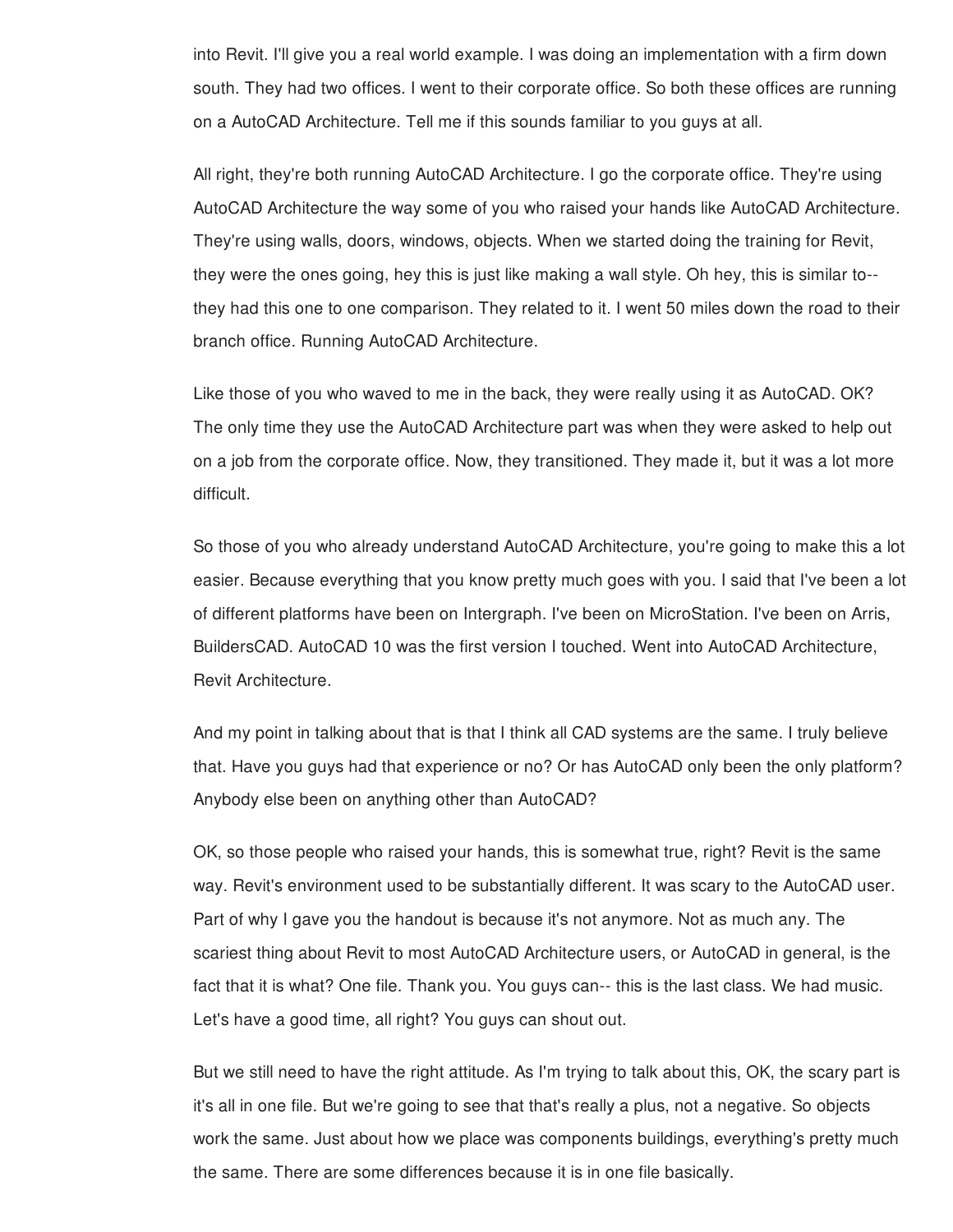into Revit. I'll give you a real world example. I was doing an implementation with a firm down south. They had two offices. I went to their corporate office. So both these offices are running on a AutoCAD Architecture. Tell me if this sounds familiar to you guys at all.

All right, they're both running AutoCAD Architecture. I go the corporate office. They're using AutoCAD Architecture the way some of you who raised your hands like AutoCAD Architecture. They're using walls, doors, windows, objects. When we started doing the training for Revit, they were the ones going, hey this is just like making a wall style. Oh hey, this is similar to-- they had this one to one comparison. They related to it. I went 50 miles down the road to their branch office. Running AutoCAD Architecture.

Like those of you who waved to me in the back, they were really using it as AutoCAD. OK? The only time they use the AutoCAD Architecture part was when they were asked to help out on a job from the corporate office. Now, they transitioned. They made it, but it was a lot more difficult.

So those of you who already understand AutoCAD Architecture, you're going to make this a lot easier. Because everything that you know pretty much goes with you. I said that I've been a lot of different platforms have been on Intergraph. I've been on MicroStation. I've been on Arris, BuildersCAD. AutoCAD 10 was the first version I touched. Went into AutoCAD Architecture, Revit Architecture.

And my point in talking about that is that I think all CAD systems are the same. I truly believe that. Have you guys had that experience or no? Or has AutoCAD only been the only platform? Anybody else been on anything other than AutoCAD?

OK, so those people who raised your hands, this is somewhat true, right? Revit is the same way. Revit's environment used to be substantially different. It was scary to the AutoCAD user. Part of why I gave you the handout is because it's not anymore. Not as much any. The scariest thing about Revit to most AutoCAD Architecture users, or AutoCAD in general, is the fact that it is what? One file. Thank you. You guys can-- this is the last class. We had music. Let's have a good time, all right? You guys can shout out.

But we still need to have the right attitude. As I'm trying to talk about this, OK, the scary part is it's all in one file. But we're going to see that that's really a plus, not a negative. So objects work the same. Just about how we place was components buildings, everything's pretty much the same. There are some differences because it is in one file basically.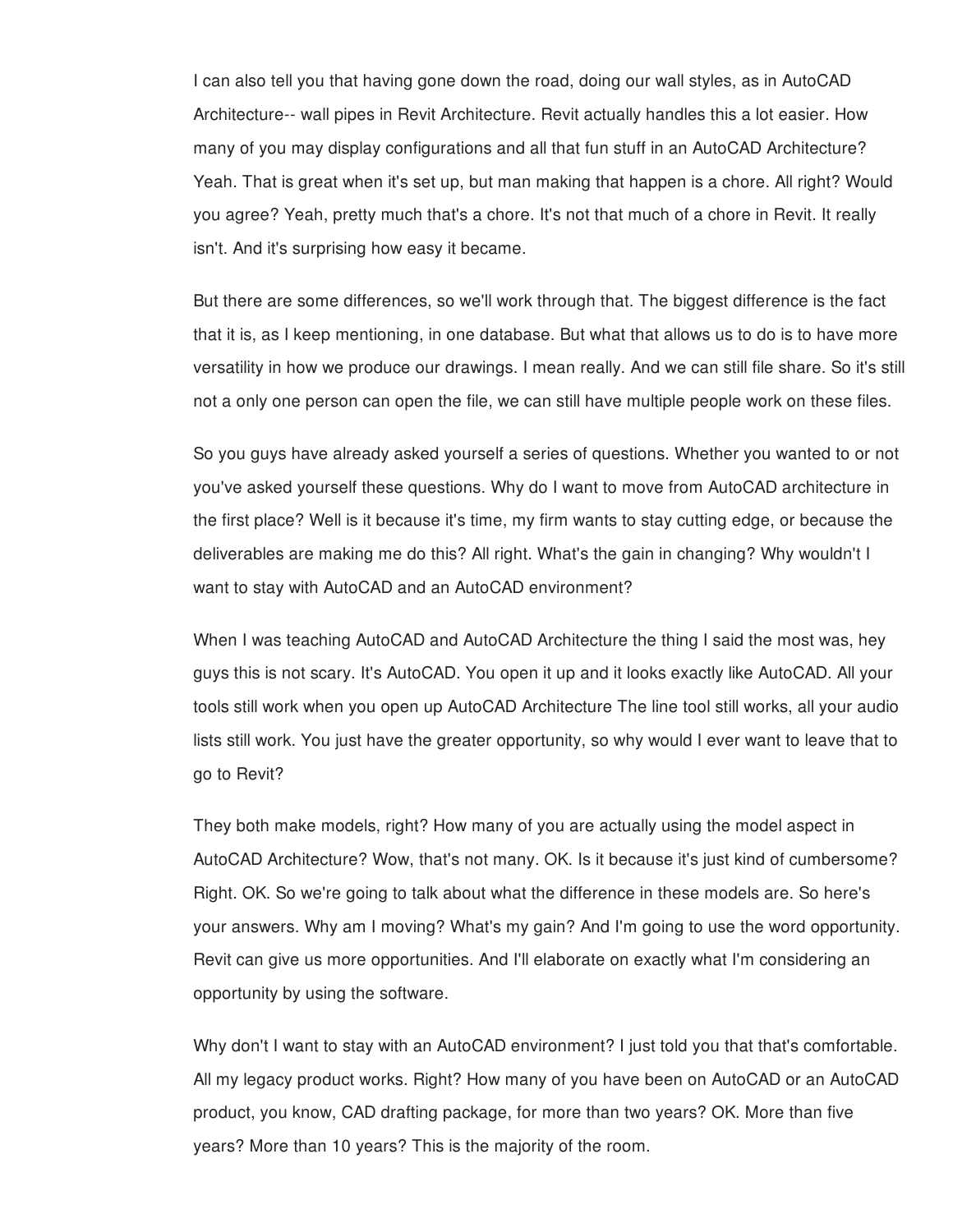I can also tell you that having gone down the road, doing our wall styles, as in AutoCAD Architecture-- wall pipes in Revit Architecture. Revit actually handles this a lot easier. How many of you may display configurations and all that fun stuff in an AutoCAD Architecture? Yeah. That is great when it's set up, but man making that happen is a chore. All right? Would you agree? Yeah, pretty much that's a chore. It's not that much of a chore in Revit. It really isn't. And it's surprising how easy it became.

But there are some differences, so we'll work through that. The biggest difference is the fact that it is, as I keep mentioning, in one database. But what that allows us to do is to have more versatility in how we produce our drawings. I mean really. And we can still file share. So it's still not a only one person can open the file, we can still have multiple people work on these files.

So you guys have already asked yourself a series of questions. Whether you wanted to or not you've asked yourself these questions. Why do I want to move from AutoCAD architecture in the first place? Well is it because it's time, my firm wants to stay cutting edge, or because the deliverables are making me do this? All right. What's the gain in changing? Why wouldn't I want to stay with AutoCAD and an AutoCAD environment?

When I was teaching AutoCAD and AutoCAD Architecture the thing I said the most was, hey guys this is not scary. It's AutoCAD. You open it up and it looks exactly like AutoCAD. All your tools still work when you open up AutoCAD Architecture The line tool still works, all your audio lists still work. You just have the greater opportunity, so why would I ever want to leave that to go to Revit?

They both make models, right? How many of you are actually using the model aspect in AutoCAD Architecture? Wow, that's not many. OK. Is it because it's just kind of cumbersome? Right. OK. So we're going to talk about what the difference in these models are. So here's your answers. Why am I moving? What's my gain? And I'm going to use the word opportunity. Revit can give us more opportunities. And I'll elaborate on exactly what I'm considering an opportunity by using the software.

Why don't I want to stay with an AutoCAD environment? I just told you that that's comfortable. All my legacy product works. Right? How many of you have been on AutoCAD or an AutoCAD product, you know, CAD drafting package, for more than two years? OK. More than five years? More than 10 years? This is the majority of the room.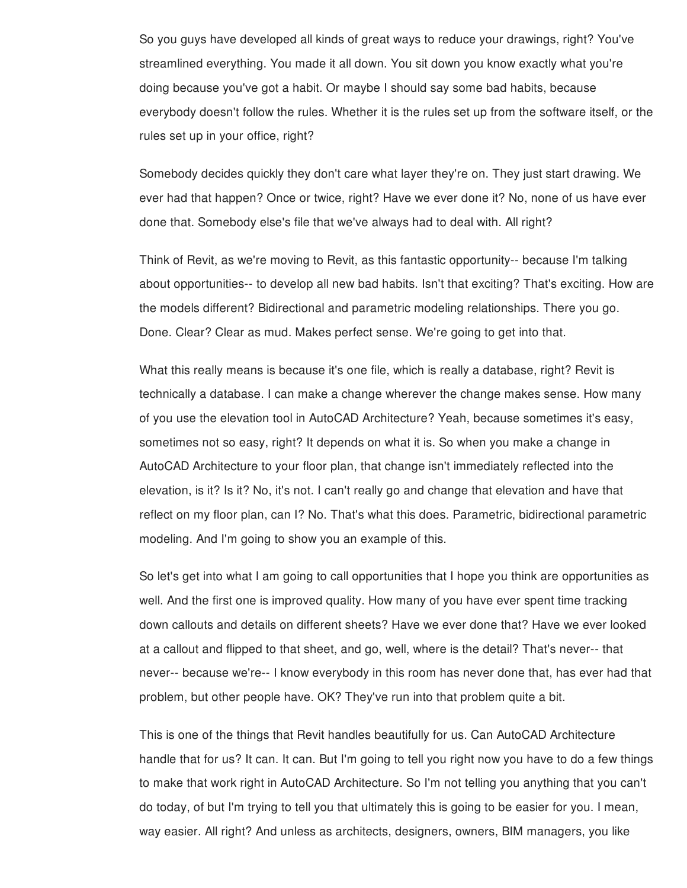So you guys have developed all kinds of great ways to reduce your drawings, right? You've streamlined everything. You made it all down. You sit down you know exactly what you're doing because you've got a habit. Or maybe I should say some bad habits, because everybody doesn't follow the rules. Whether it is the rules set up from the software itself, or the rules set up in your office, right?

Somebody decides quickly they don't care what layer they're on. They just start drawing. We ever had that happen? Once or twice, right? Have we ever done it? No, none of us have ever done that. Somebody else's file that we've always had to deal with. All right?

Think of Revit, as we're moving to Revit, as this fantastic opportunity-- because I'm talking about opportunities-- to develop all new bad habits. Isn't that exciting? That's exciting. How are the models different? Bidirectional and parametric modeling relationships. There you go. Done. Clear? Clear as mud. Makes perfect sense. We're going to get into that.

What this really means is because it's one file, which is really a database, right? Revit is technically a database. I can make a change wherever the change makes sense. How many of you use the elevation tool in AutoCAD Architecture? Yeah, because sometimes it's easy, sometimes not so easy, right? It depends on what it is. So when you make a change in AutoCAD Architecture to your floor plan, that change isn't immediately reflected into the elevation, is it? Is it? No, it's not. I can't really go and change that elevation and have that reflect on my floor plan, can I? No. That's what this does. Parametric, bidirectional parametric modeling. And I'm going to show you an example of this.

So let's get into what I am going to call opportunities that I hope you think are opportunities as well. And the first one is improved quality. How many of you have ever spent time tracking down callouts and details on different sheets? Have we ever done that? Have we ever looked at a callout and flipped to that sheet, and go, well, where is the detail? That's never-- that never-- because we're-- I know everybody in this room has never done that, has ever had that problem, but other people have. OK? They've run into that problem quite a bit.

This is one of the things that Revit handles beautifully for us. Can AutoCAD Architecture handle that for us? It can. It can. But I'm going to tell you right now you have to do a few things to make that work right in AutoCAD Architecture. So I'm not telling you anything that you can't do today, of but I'm trying to tell you that ultimately this is going to be easier for you. I mean, way easier. All right? And unless as architects, designers, owners, BIM managers, you like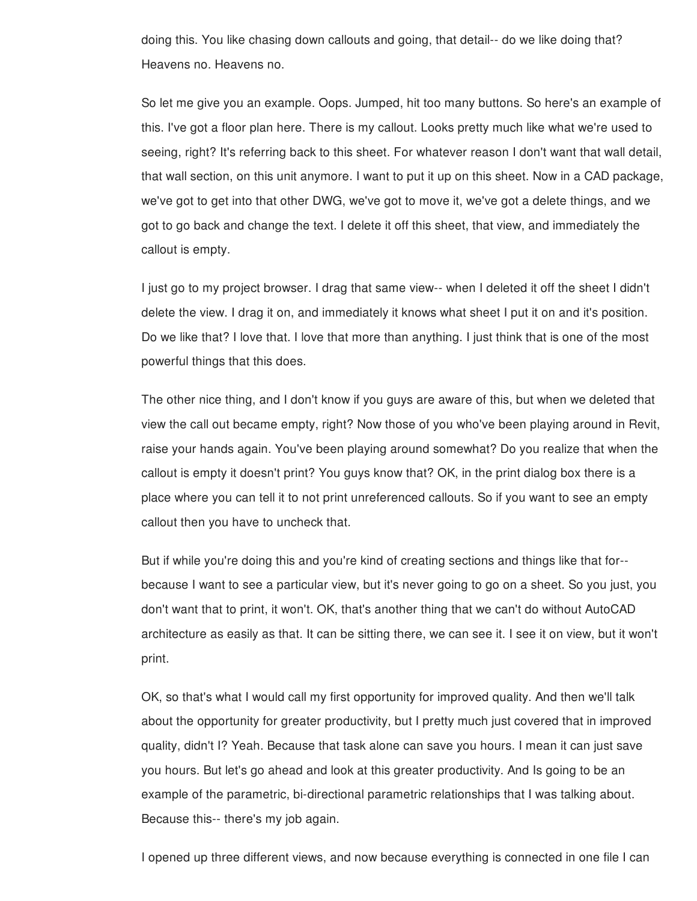doing this. You like chasing down callouts and going, that detail-- do we like doing that? Heavens no. Heavens no.

So let me give you an example. Oops. Jumped, hit too many buttons. So here's an example of this. I've got a floor plan here. There is my callout. Looks pretty much like what we're used to seeing, right? It's referring back to this sheet. For whatever reason I don't want that wall detail, that wall section, on this unit anymore. I want to put it up on this sheet. Now in a CAD package, we've got to get into that other DWG, we've got to move it, we've got a delete things, and we got to go back and change the text. I delete it off this sheet, that view, and immediately the callout is empty.

I just go to my project browser. I drag that same view-- when I deleted it off the sheet I didn't delete the view. I drag it on, and immediately it knows what sheet I put it on and it's position. Do we like that? I love that. I love that more than anything. I just think that is one of the most powerful things that this does.

The other nice thing, and I don't know if you guys are aware of this, but when we deleted that view the call out became empty, right? Now those of you who've been playing around in Revit, raise your hands again. You've been playing around somewhat? Do you realize that when the callout is empty it doesn't print? You guys know that? OK, in the print dialog box there is a place where you can tell it to not print unreferenced callouts. So if you want to see an empty callout then you have to uncheck that.

But if while you're doing this and you're kind of creating sections and things like that for-- because I want to see a particular view, but it's never going to go on a sheet. So you just, you don't want that to print, it won't. OK, that's another thing that we can't do without AutoCAD architecture as easily as that. It can be sitting there, we can see it. I see it on view, but it won't print.

OK, so that's what I would call my first opportunity for improved quality. And then we'll talk about the opportunity for greater productivity, but I pretty much just covered that in improved quality, didn't I? Yeah. Because that task alone can save you hours. I mean it can just save you hours. But let's go ahead and look at this greater productivity. And Is going to be an example of the parametric, bi-directional parametric relationships that I was talking about. Because this-- there's my job again.

I opened up three different views, and now because everything is connected in one file I can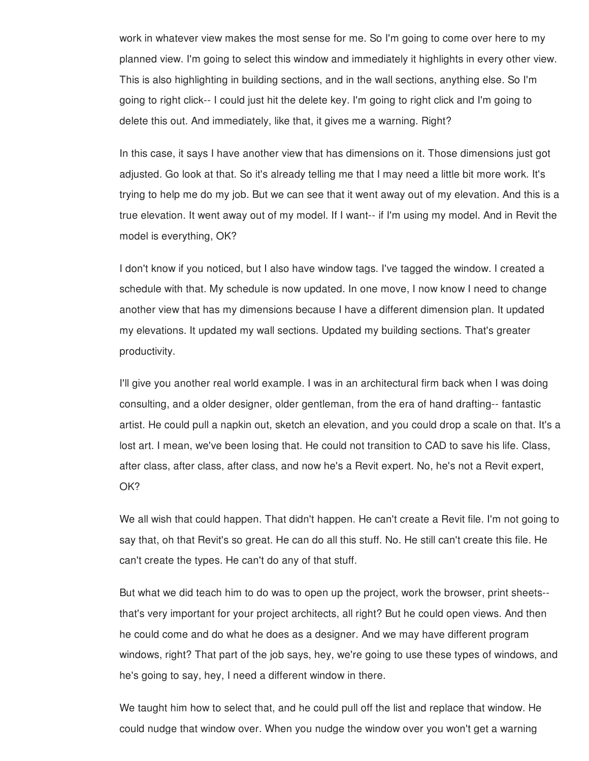work in whatever view makes the most sense for me. So I'm going to come over here to my planned view. I'm going to select this window and immediately it highlights in every other view. This is also highlighting in building sections, and in the wall sections, anything else. So I'm going to right click-- I could just hit the delete key. I'm going to right click and I'm going to delete this out. And immediately, like that, it gives me a warning. Right?

In this case, it says I have another view that has dimensions on it. Those dimensions just got adjusted. Go look at that. So it's already telling me that I may need a little bit more work. It's trying to help me do my job. But we can see that it went away out of my elevation. And this is a true elevation. It went away out of my model. If I want-- if I'm using my model. And in Revit the model is everything, OK?

I don't know if you noticed, but I also have window tags. I've tagged the window. I created a schedule with that. My schedule is now updated. In one move, I now know I need to change another view that has my dimensions because I have a different dimension plan. It updated my elevations. It updated my wall sections. Updated my building sections. That's greater productivity.

I'll give you another real world example. I was in an architectural firm back when I was doing consulting, and a older designer, older gentleman, from the era of hand drafting-- fantastic artist. He could pull a napkin out, sketch an elevation, and you could drop a scale on that. It's a lost art. I mean, we've been losing that. He could not transition to CAD to save his life. Class, after class, after class, after class, and now he's a Revit expert. No, he's not a Revit expert, OK?

We all wish that could happen. That didn't happen. He can't create a Revit file. I'm not going to say that, oh that Revit's so great. He can do all this stuff. No. He still can't create this file. He can't create the types. He can't do any of that stuff.

But what we did teach him to do was to open up the project, work the browser, print sheets-- that's very important for your project architects, all right? But he could open views. And then he could come and do what he does as a designer. And we may have different program windows, right? That part of the job says, hey, we're going to use these types of windows, and he's going to say, hey, I need a different window in there.

We taught him how to select that, and he could pull off the list and replace that window. He could nudge that window over. When you nudge the window over you won't get a warning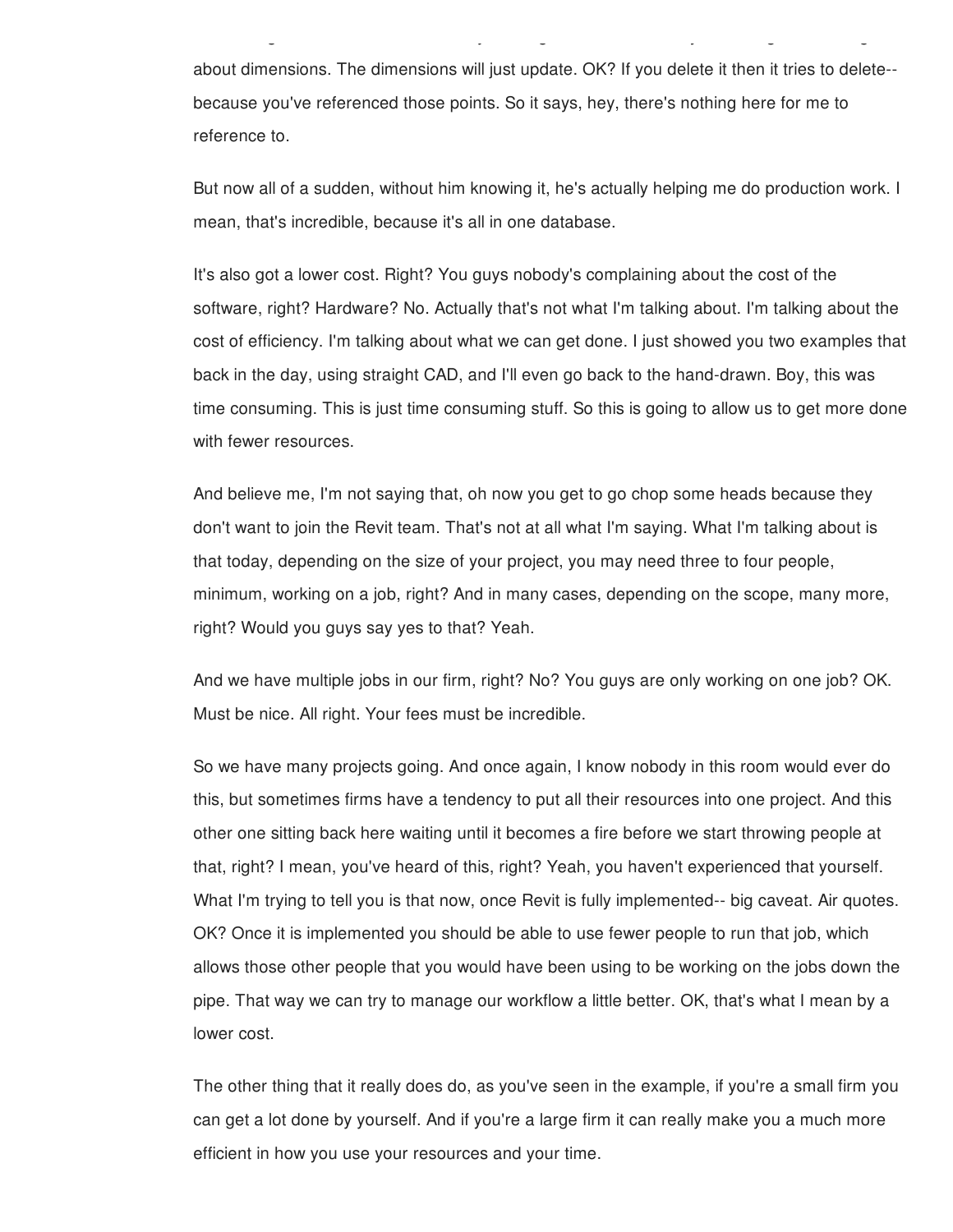about dimensions. The dimensions will just update. OK? If you delete it then it tries to delete-- because you've referenced those points. So it says, hey, there's nothing here for me to reference to.

But now all of a sudden, without him knowing it, he's actually helping me do production work. I mean, that's incredible, because it's all in one database.

It's also got a lower cost. Right? You guys nobody's complaining about the cost of the software, right? Hardware? No. Actually that's not what I'm talking about. I'm talking about the cost of efficiency. I'm talking about what we can get done. I just showed you two examples that back in the day, using straight CAD, and I'll even go back to the hand-drawn. Boy, this was time consuming. This is just time consuming stuff. So this is going to allow us to get more done with fewer resources.

And believe me, I'm not saying that, oh now you get to go chop some heads because they don't want to join the Revit team. That's not at all what I'm saying. What I'm talking about is that today, depending on the size of your project, you may need three to four people, minimum, working on a job, right? And in many cases, depending on the scope, many more, right? Would you guys say yes to that? Yeah.

And we have multiple jobs in our firm, right? No? You guys are only working on one job? OK. Must be nice. All right. Your fees must be incredible.

So we have many projects going. And once again, I know nobody in this room would ever do this, but sometimes firms have a tendency to put all their resources into one project. And this other one sitting back here waiting until it becomes a fire before we start throwing people at that, right? I mean, you've heard of this, right? Yeah, you haven't experienced that yourself. What I'm trying to tell you is that now, once Revit is fully implemented-- big caveat. Air quotes. OK? Once it is implemented you should be able to use fewer people to run that job, which allows those other people that you would have been using to be working on the jobs down the pipe. That way we can try to manage our workflow a little better. OK, that's what I mean by a lower cost.

The other thing that it really does do, as you've seen in the example, if you're a small firm you can get a lot done by yourself. And if you're a large firm it can really make you a much more efficient in how you use your resources and your time.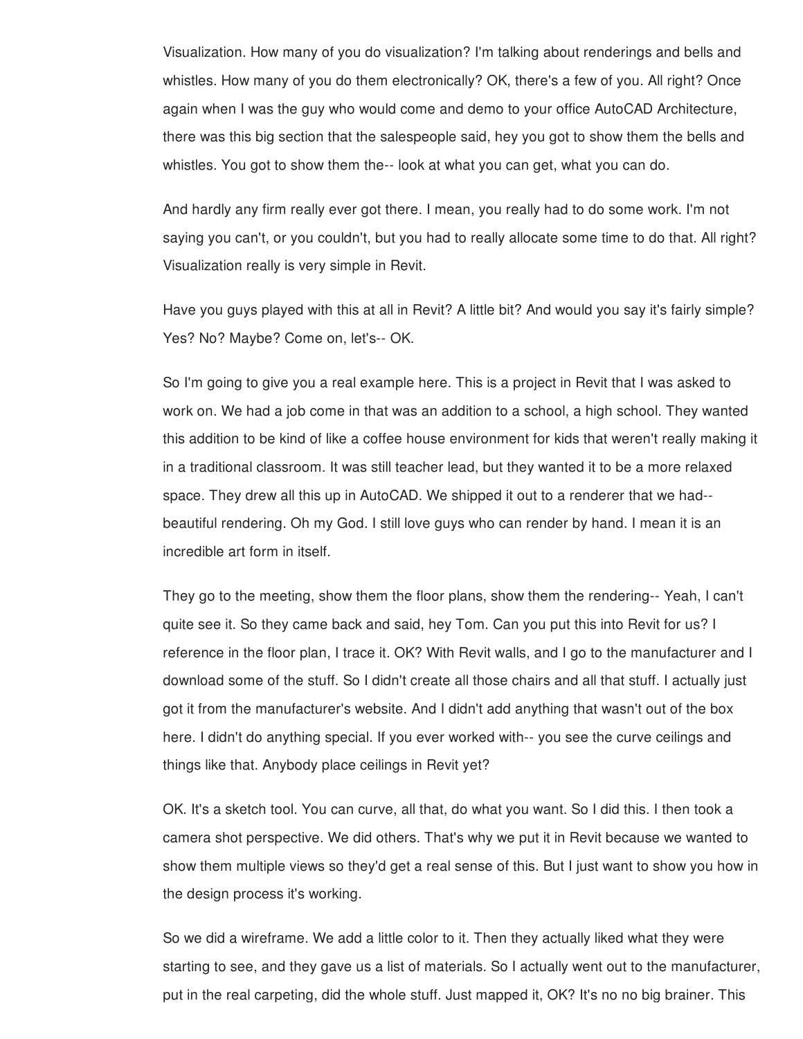Visualization. How many of you do visualization? I'm talking about renderings and bells and whistles. How many of you do them electronically? OK, there's a few of you. All right? Once again when I was the guy who would come and demo to your office AutoCAD Architecture, there was this big section that the salespeople said, hey you got to show them the bells and whistles. You got to show them the-- look at what you can get, what you can do.

And hardly any firm really ever got there. I mean, you really had to do some work. I'm not saying you can't, or you couldn't, but you had to really allocate some time to do that. All right? Visualization really is very simple in Revit.

Have you guys played with this at all in Revit? A little bit? And would you say it's fairly simple? Yes? No? Maybe? Come on, let's-- OK.

So I'm going to give you a real example here. This is a project in Revit that I was asked to work on. We had a job come in that was an addition to a school, a high school. They wanted this addition to be kind of like a coffee house environment for kids that weren't really making it in a traditional classroom. It was still teacher lead, but they wanted it to be a more relaxed space. They drew all this up in AutoCAD. We shipped it out to a renderer that we had-- beautiful rendering. Oh my God. I still love guys who can render by hand. I mean it is an incredible art form in itself.

They go to the meeting, show them the floor plans, show them the rendering-- Yeah, I can't quite see it. So they came back and said, hey Tom. Can you put this into Revit for us? I reference in the floor plan, I trace it. OK? With Revit walls, and I go to the manufacturer and I download some of the stuff. So I didn't create all those chairs and all that stuff. I actually just got it from the manufacturer's website. And I didn't add anything that wasn't out of the box here. I didn't do anything special. If you ever worked with-- you see the curve ceilings and things like that. Anybody place ceilings in Revit yet?

OK. It's a sketch tool. You can curve, all that, do what you want. So I did this. I then took a camera shot perspective. We did others. That's why we put it in Revit because we wanted to show them multiple views so they'd get a real sense of this. But I just want to show you how in the design process it's working.

So we did a wireframe. We add a little color to it. Then they actually liked what they were starting to see, and they gave us a list of materials. So I actually went out to the manufacturer, put in the real carpeting, did the whole stuff. Just mapped it, OK? It's no no big brainer. This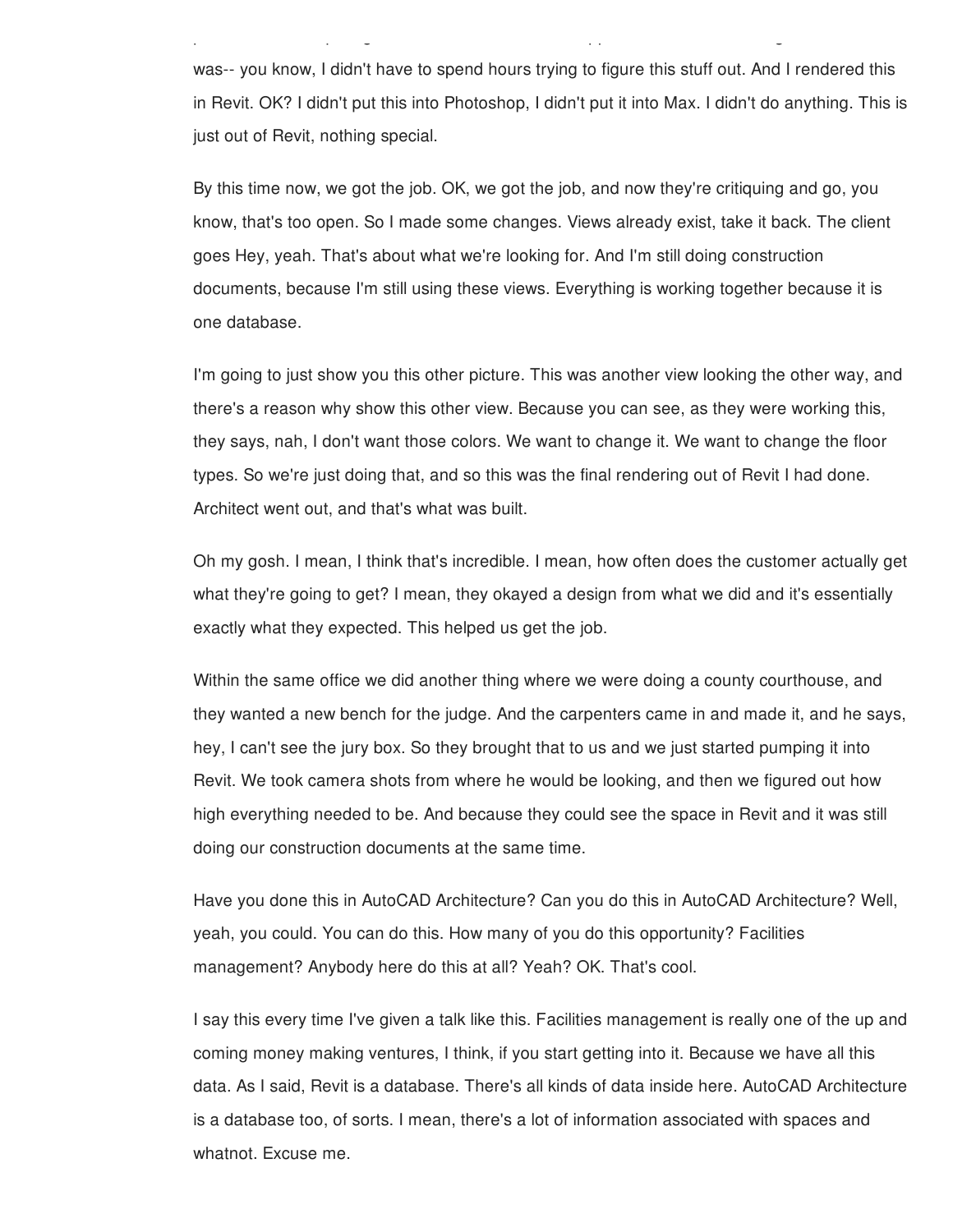was-- you know, I didn't have to spend hours trying to figure this stuff out. And I rendered this in Revit. OK? I didn't put this into Photoshop, I didn't put it into Max. I didn't do anything. This is just out of Revit, nothing special.

By this time now, we got the job. OK, we got the job, and now they're critiquing and go, you know, that's too open. So I made some changes. Views already exist, take it back. The client goes Hey, yeah. That's about what we're looking for. And I'm still doing construction documents, because I'm still using these views. Everything is working together because it is one database.

I'm going to just show you this other picture. This was another view looking the other way, and there's a reason why show this other view. Because you can see, as they were working this, they says, nah, I don't want those colors. We want to change it. We want to change the floor types. So we're just doing that, and so this was the final rendering out of Revit I had done. Architect went out, and that's what was built.

Oh my gosh. I mean, I think that's incredible. I mean, how often does the customer actually get what they're going to get? I mean, they okayed a design from what we did and it's essentially exactly what they expected. This helped us get the job.

Within the same office we did another thing where we were doing a county courthouse, and they wanted a new bench for the judge. And the carpenters came in and made it, and he says, hey, I can't see the jury box. So they brought that to us and we just started pumping it into Revit. We took camera shots from where he would be looking, and then we figured out how high everything needed to be. And because they could see the space in Revit and it was still doing our construction documents at the same time.

Have you done this in AutoCAD Architecture? Can you do this in AutoCAD Architecture? Well, yeah, you could. You can do this. How many of you do this opportunity? Facilities management? Anybody here do this at all? Yeah? OK. That's cool.

I say this every time I've given a talk like this. Facilities management is really one of the up and coming money making ventures, I think, if you start getting into it. Because we have all this data. As I said, Revit is a database. There's all kinds of data inside here. AutoCAD Architecture is a database too, of sorts. I mean, there's a lot of information associated with spaces and whatnot. Excuse me.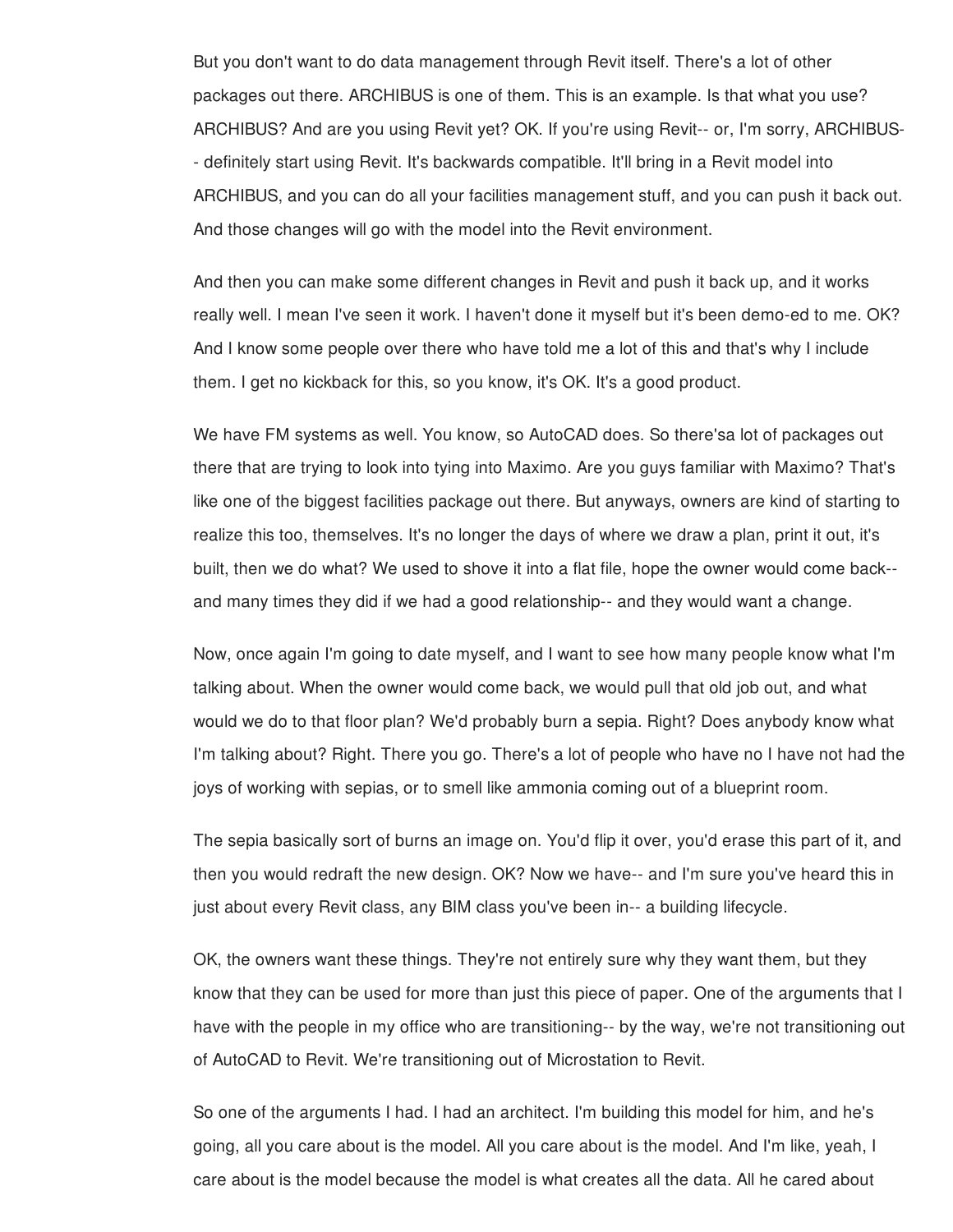But you don't want to do data management through Revit itself. There's a lot of other packages out there. ARCHIBUS is one of them. This is an example. Is that what you use? ARCHIBUS? And are you using Revit yet? OK. If you're using Revit-- or, I'm sorry, ARCHIBUS-- definitely start using Revit. It's backwards compatible. It'll bring in a Revit model into ARCHIBUS, and you can do all your facilities management stuff, and you can push it back out. And those changes will go with the model into the Revit environment.

And then you can make some different changes in Revit and push it back up, and it works really well. I mean I've seen it work. I haven't done it myself but it's been demo-ed to me. OK? And I know some people over there who have told me a lot of this and that's why I include them. I get no kickback for this, so you know, it's OK. It's a good product.

We have FM systems as well. You know, so AutoCAD does. So there'sa lot of packages out there that are trying to look into tying into Maximo. Are you guys familiar with Maximo? That's like one of the biggest facilities package out there. But anyways, owners are kind of starting to realize this too, themselves. It's no longer the days of where we draw a plan, print it out, it's built, then we do what? We used to shove it into a flat file, hope the owner would come back-- and many times they did if we had a good relationship-- and they would want a change.

Now, once again I'm going to date myself, and I want to see how many people know what I'm talking about. When the owner would come back, we would pull that old job out, and what would we do to that floor plan? We'd probably burn a sepia. Right? Does anybody know what I'm talking about? Right. There you go. There's a lot of people who have no I have not had the joys of working with sepias, or to smell like ammonia coming out of a blueprint room.

The sepia basically sort of burns an image on. You'd flip it over, you'd erase this part of it, and then you would redraft the new design. OK? Now we have-- and I'm sure you've heard this in just about every Revit class, any BIM class you've been in-- a building lifecycle.

OK, the owners want these things. They're not entirely sure why they want them, but they know that they can be used for more than just this piece of paper. One of the arguments that I have with the people in my office who are transitioning-- by the way, we're not transitioning out of AutoCAD to Revit. We're transitioning out of Microstation to Revit.

So one of the arguments I had. I had an architect. I'm building this model for him, and he's going, all you care about is the model. All you care about is the model. And I'm like, yeah, I care about is the model because the model is what creates all the data. All he cared about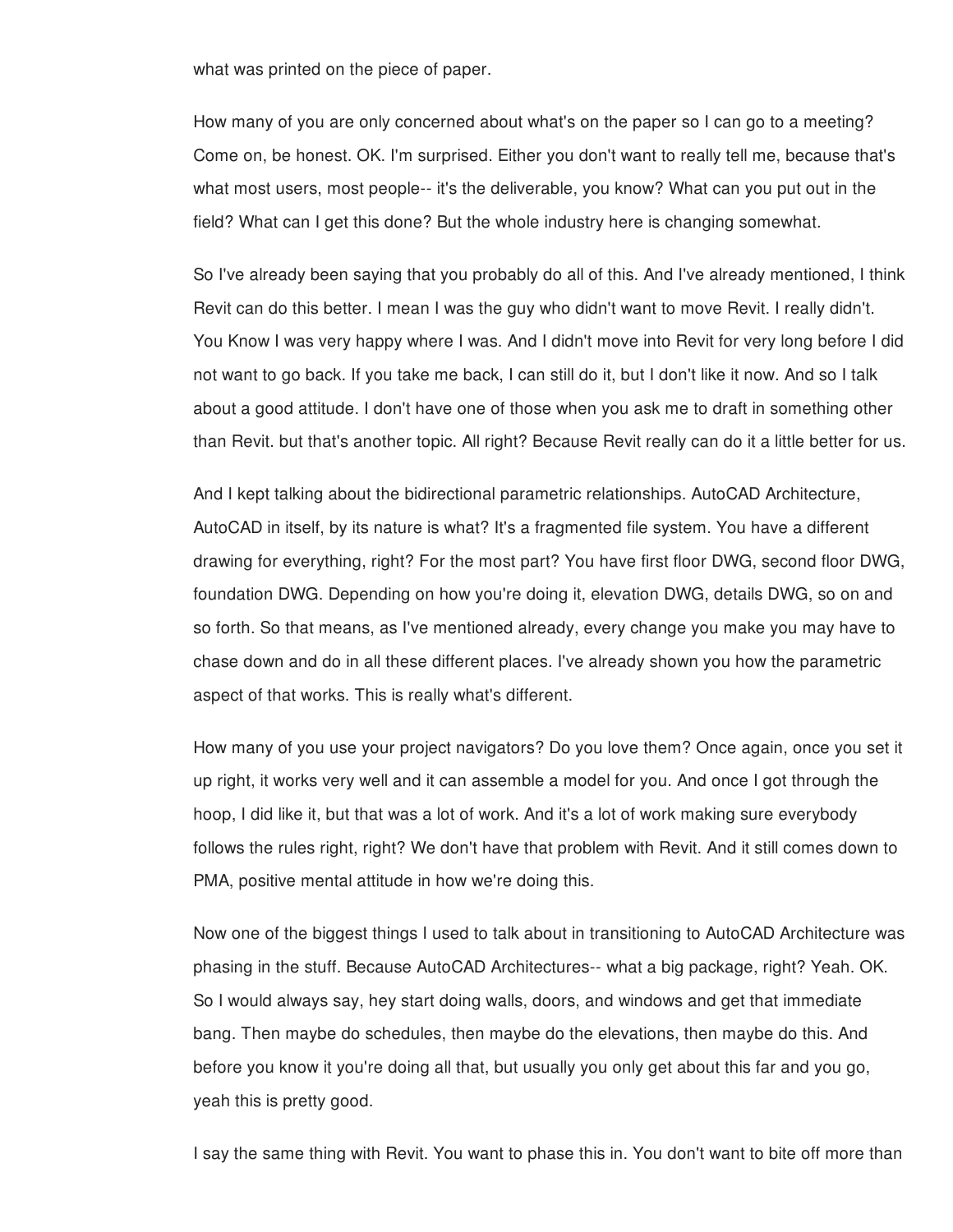what was printed on the piece of paper.

How many of you are only concerned about what's on the paper so I can go to a meeting? Come on, be honest. OK. I'm surprised. Either you don't want to really tell me, because that's what most users, most people-- it's the deliverable, you know? What can you put out in the field? What can I get this done? But the whole industry here is changing somewhat.

So I've already been saying that you probably do all of this. And I've already mentioned, I think Revit can do this better. I mean I was the guy who didn't want to move Revit. I really didn't. You Know I was very happy where I was. And I didn't move into Revit for very long before I did not want to go back. If you take me back, I can still do it, but I don't like it now. And so I talk about a good attitude. I don't have one of those when you ask me to draft in something other than Revit. but that's another topic. All right? Because Revit really can do it a little better for us.

And I kept talking about the bidirectional parametric relationships. AutoCAD Architecture, AutoCAD in itself, by its nature is what? It's a fragmented file system. You have a different drawing for everything, right? For the most part? You have first floor DWG, second floor DWG, foundation DWG. Depending on how you're doing it, elevation DWG, details DWG, so on and so forth. So that means, as I've mentioned already, every change you make you may have to chase down and do in all these different places. I've already shown you how the parametric aspect of that works. This is really what's different.

How many of you use your project navigators? Do you love them? Once again, once you set it up right, it works very well and it can assemble a model for you. And once I got through the hoop, I did like it, but that was a lot of work. And it's a lot of work making sure everybody follows the rules right, right? We don't have that problem with Revit. And it still comes down to PMA, positive mental attitude in how we're doing this.

Now one of the biggest things I used to talk about in transitioning to AutoCAD Architecture was phasing in the stuff. Because AutoCAD Architectures-- what a big package, right? Yeah. OK. So I would always say, hey start doing walls, doors, and windows and get that immediate bang. Then maybe do schedules, then maybe do the elevations, then maybe do this. And before you know it you're doing all that, but usually you only get about this far and you go, yeah this is pretty good.

I say the same thing with Revit. You want to phase this in. You don't want to bite off more than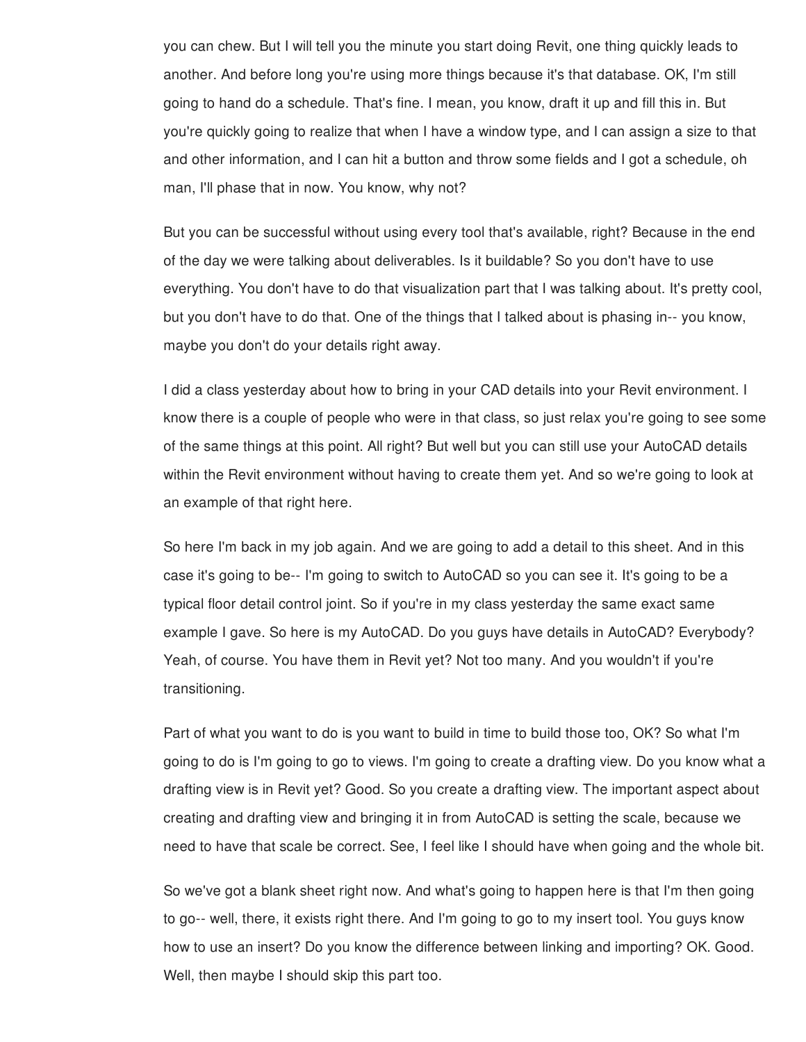you can chew. But I will tell you the minute you start doing Revit, one thing quickly leads to another. And before long you're using more things because it's that database. OK, I'm still going to hand do a schedule. That's fine. I mean, you know, draft it up and fill this in. But you're quickly going to realize that when I have a window type, and I can assign a size to that and other information, and I can hit a button and throw some fields and I got a schedule, oh man, I'll phase that in now. You know, why not?

But you can be successful without using every tool that's available, right? Because in the end of the day we were talking about deliverables. Is it buildable? So you don't have to use everything. You don't have to do that visualization part that I was talking about. It's pretty cool, but you don't have to do that. One of the things that I talked about is phasing in-- you know, maybe you don't do your details right away.

I did a class yesterday about how to bring in your CAD details into your Revit environment. I know there is a couple of people who were in that class, so just relax you're going to see some of the same things at this point. All right? But well but you can still use your AutoCAD details within the Revit environment without having to create them yet. And so we're going to look at an example of that right here.

So here I'm back in my job again. And we are going to add a detail to this sheet. And in this case it's going to be-- I'm going to switch to AutoCAD so you can see it. It's going to be a typical floor detail control joint. So if you're in my class yesterday the same exact same example I gave. So here is my AutoCAD. Do you guys have details in AutoCAD? Everybody? Yeah, of course. You have them in Revit yet? Not too many. And you wouldn't if you're transitioning.

Part of what you want to do is you want to build in time to build those too, OK? So what I'm going to do is I'm going to go to views. I'm going to create a drafting view. Do you know what a drafting view is in Revit yet? Good. So you create a drafting view. The important aspect about creating and drafting view and bringing it in from AutoCAD is setting the scale, because we need to have that scale be correct. See, I feel like I should have when going and the whole bit.

So we've got a blank sheet right now. And what's going to happen here is that I'm then going to go-- well, there, it exists right there. And I'm going to go to my insert tool. You guys know how to use an insert? Do you know the difference between linking and importing? OK. Good. Well, then maybe I should skip this part too.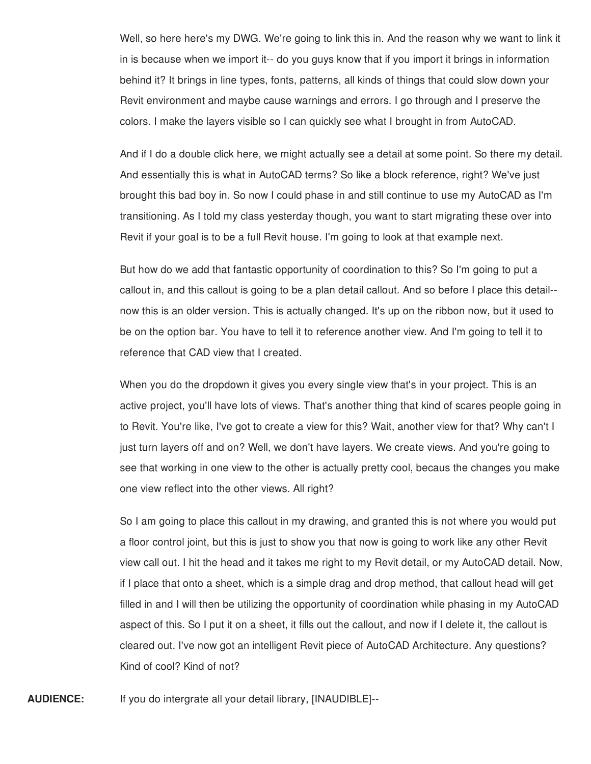Well, so here here's my DWG. We're going to link this in. And the reason why we want to link it in is because when we import it-- do you guys know that if you import it brings in information behind it? It brings in line types, fonts, patterns, all kinds of things that could slow down your Revit environment and maybe cause warnings and errors. I go through and I preserve the colors. I make the layers visible so I can quickly see what I brought in from AutoCAD.

And if I do a double click here, we might actually see a detail at some point. So there my detail. And essentially this is what in AutoCAD terms? So like a block reference, right? We've just brought this bad boy in. So now I could phase in and still continue to use my AutoCAD as I'm transitioning. As I told my class yesterday though, you want to start migrating these over into Revit if your goal is to be a full Revit house. I'm going to look at that example next.

But how do we add that fantastic opportunity of coordination to this? So I'm going to put a callout in, and this callout is going to be a plan detail callout. And so before I place this detail-- now this is an older version. This is actually changed. It's up on the ribbon now, but it used to be on the option bar. You have to tell it to reference another view. And I'm going to tell it to reference that CAD view that I created.

When you do the dropdown it gives you every single view that's in your project. This is an active project, you'll have lots of views. That's another thing that kind of scares people going in to Revit. You're like, I've got to create a view for this? Wait, another view for that? Why can't I just turn layers off and on? Well, we don't have layers. We create views. And you're going to see that working in one view to the other is actually pretty cool, becaus the changes you make one view reflect into the other views. All right?

So I am going to place this callout in my drawing, and granted this is not where you would put a floor control joint, but this is just to show you that now is going to work like any other Revit view call out. I hit the head and it takes me right to my Revit detail, or my AutoCAD detail. Now, if I place that onto a sheet, which is a simple drag and drop method, that callout head will get filled in and I will then be utilizing the opportunity of coordination while phasing in my AutoCAD aspect of this. So I put it on a sheet, it fills out the callout, and now if I delete it, the callout is cleared out. I've now got an intelligent Revit piece of AutoCAD Architecture. Any questions? Kind of cool? Kind of not?

**AUDIENCE:** If you do intergrate all your detail library, [INAUDIBLE]--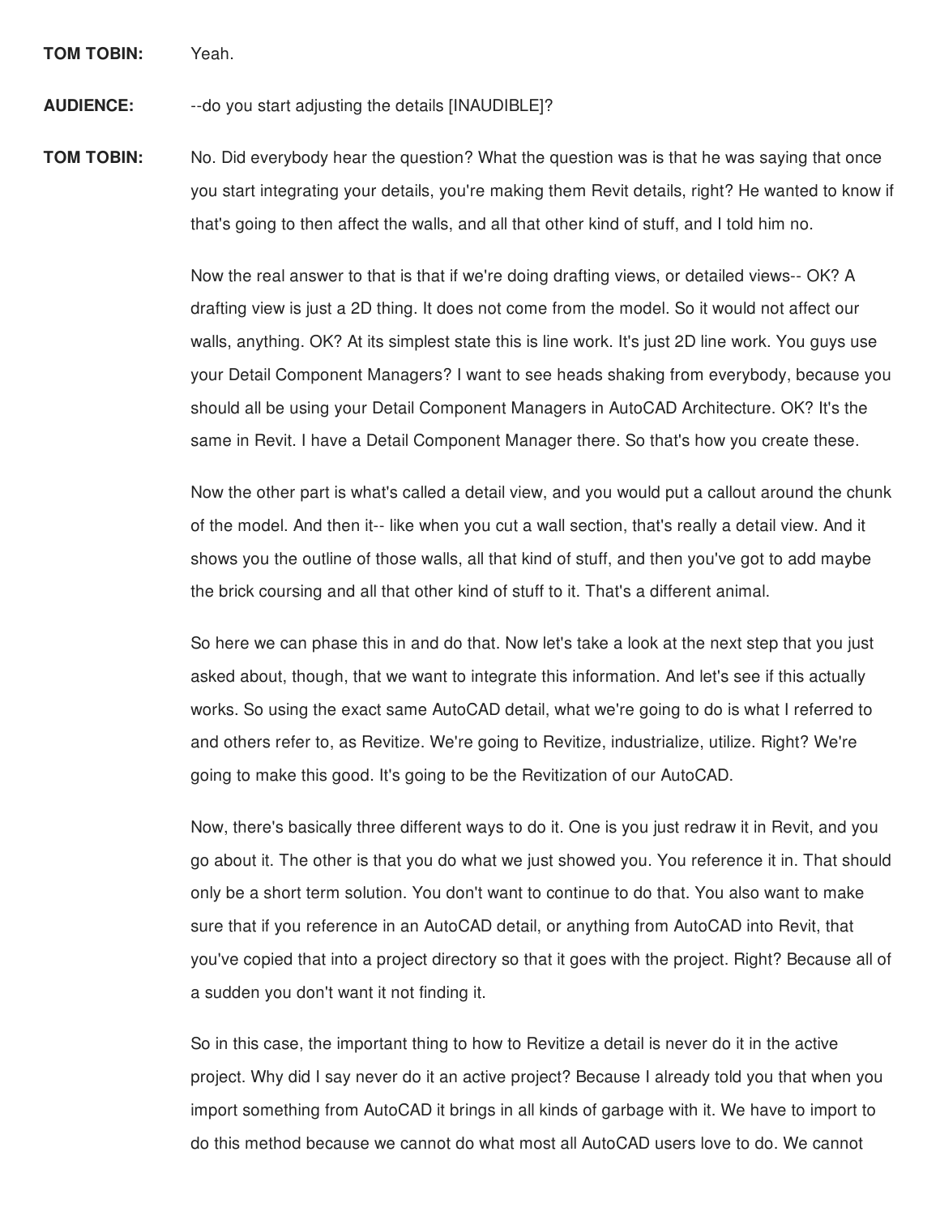**TOM TOBIN:** Yeah.

**AUDIENCE:** --do you start adjusting the details [INAUDIBLE]?

**TOM TOBIN:** No. Did everybody hear the question? What the question was is that he was saying that once you start integrating your details, you're making them Revit details, right? He wanted to know if that's going to then affect the walls, and all that other kind of stuff, and I told him no.

Now the real answer to that is that if we're doing drafting views, or detailed views-- OK? A drafting view is just a 2D thing. It does not come from the model. So it would not affect our walls, anything. OK? At its simplest state this is line work. It's just 2D line work. You guys use your Detail Component Managers? I want to see heads shaking from everybody, because you should all be using your Detail Component Managers in AutoCAD Architecture. OK? It's the same in Revit. I have a Detail Component Manager there. So that's how you create these.

Now the other part is what's called a detail view, and you would put a callout around the chunk of the model. And then it-- like when you cut a wall section, that's really a detail view. And it shows you the outline of those walls, all that kind of stuff, and then you've got to add maybe the brick coursing and all that other kind of stuff to it. That's a different animal.

So here we can phase this in and do that. Now let's take a look at the next step that you just asked about, though, that we want to integrate this information. And let's see if this actually works. So using the exact same AutoCAD detail, what we're going to do is what I referred to and others refer to, as Revitize. We're going to Revitize, industrialize, utilize. Right? We're going to make this good. It's going to be the Revitization of our AutoCAD.

Now, there's basically three different ways to do it. One is you just redraw it in Revit, and you go about it. The other is that you do what we just showed you. You reference it in. That should only be a short term solution. You don't want to continue to do that. You also want to make sure that if you reference in an AutoCAD detail, or anything from AutoCAD into Revit, that you've copied that into a project directory so that it goes with the project. Right? Because all of a sudden you don't want it not finding it.

So in this case, the important thing to how to Revitize a detail is never do it in the active project. Why did I say never do it an active project? Because I already told you that when you import something from AutoCAD it brings in all kinds of garbage with it. We have to import to do this method because we cannot do what most all AutoCAD users love to do. We cannot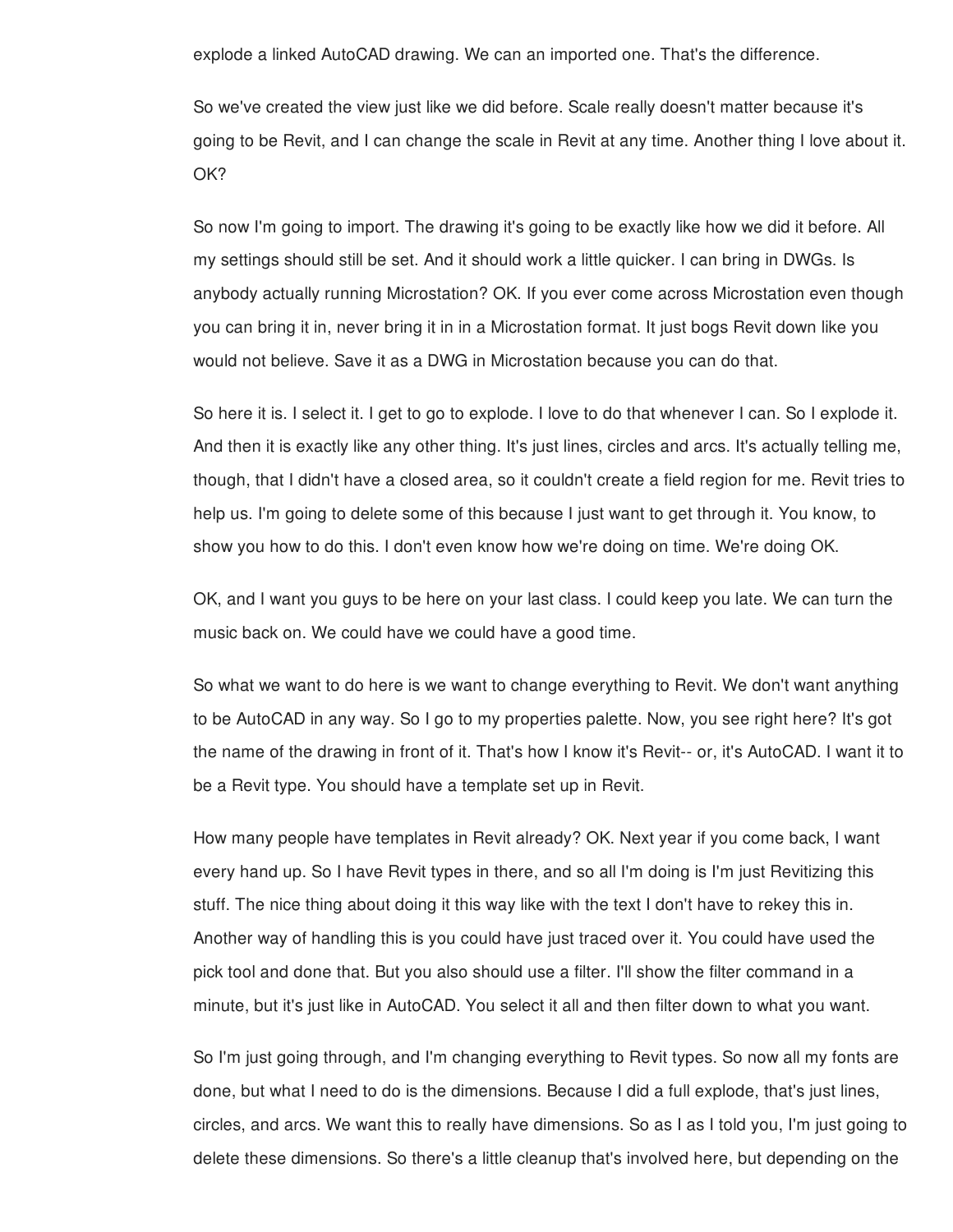explode a linked AutoCAD drawing. We can an imported one. That's the difference.

So we've created the view just like we did before. Scale really doesn't matter because it's going to be Revit, and I can change the scale in Revit at any time. Another thing I love about it. OK?

So now I'm going to import. The drawing it's going to be exactly like how we did it before. All my settings should still be set. And it should work a little quicker. I can bring in DWGs. Is anybody actually running Microstation? OK. If you ever come across Microstation even though you can bring it in, never bring it in in a Microstation format. It just bogs Revit down like you would not believe. Save it as a DWG in Microstation because you can do that.

So here it is. I select it. I get to go to explode. I love to do that whenever I can. So I explode it. And then it is exactly like any other thing. It's just lines, circles and arcs. It's actually telling me, though, that I didn't have a closed area, so it couldn't create a field region for me. Revit tries to help us. I'm going to delete some of this because I just want to get through it. You know, to show you how to do this. I don't even know how we're doing on time. We're doing OK.

OK, and I want you guys to be here on your last class. I could keep you late. We can turn the music back on. We could have we could have a good time.

So what we want to do here is we want to change everything to Revit. We don't want anything to be AutoCAD in any way. So I go to my properties palette. Now, you see right here? It's got the name of the drawing in front of it. That's how I know it's Revit-- or, it's AutoCAD. I want it to be a Revit type. You should have a template set up in Revit.

How many people have templates in Revit already? OK. Next year if you come back, I want every hand up. So I have Revit types in there, and so all I'm doing is I'm just Revitizing this stuff. The nice thing about doing it this way like with the text I don't have to rekey this in. Another way of handling this is you could have just traced over it. You could have used the pick tool and done that. But you also should use a filter. I'll show the filter command in a minute, but it's just like in AutoCAD. You select it all and then filter down to what you want.

So I'm just going through, and I'm changing everything to Revit types. So now all my fonts are done, but what I need to do is the dimensions. Because I did a full explode, that's just lines, circles, and arcs. We want this to really have dimensions. So as I as I told you, I'm just going to delete these dimensions. So there's a little cleanup that's involved here, but depending on the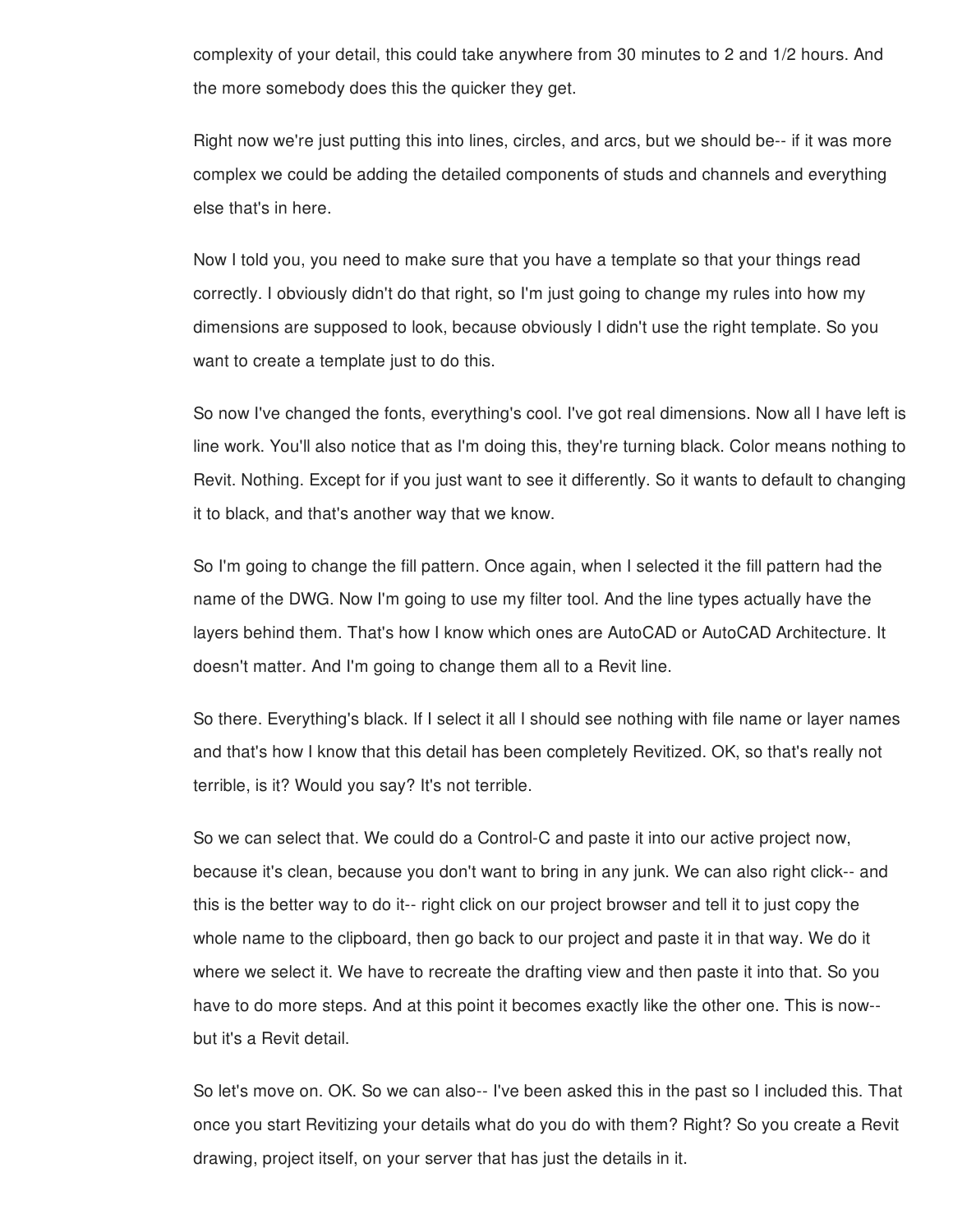complexity of your detail, this could take anywhere from 30 minutes to 2 and 1/2 hours. And the more somebody does this the quicker they get.

Right now we're just putting this into lines, circles, and arcs, but we should be-- if it was more complex we could be adding the detailed components of studs and channels and everything else that's in here.

Now I told you, you need to make sure that you have a template so that your things read correctly. I obviously didn't do that right, so I'm just going to change my rules into how my dimensions are supposed to look, because obviously I didn't use the right template. So you want to create a template just to do this.

So now I've changed the fonts, everything's cool. I've got real dimensions. Now all I have left is line work. You'll also notice that as I'm doing this, they're turning black. Color means nothing to Revit. Nothing. Except for if you just want to see it differently. So it wants to default to changing it to black, and that's another way that we know.

So I'm going to change the fill pattern. Once again, when I selected it the fill pattern had the name of the DWG. Now I'm going to use my filter tool. And the line types actually have the layers behind them. That's how I know which ones are AutoCAD or AutoCAD Architecture. It doesn't matter. And I'm going to change them all to a Revit line.

So there. Everything's black. If I select it all I should see nothing with file name or layer names and that's how I know that this detail has been completely Revitized. OK, so that's really not terrible, is it? Would you say? It's not terrible.

So we can select that. We could do a Control-C and paste it into our active project now, because it's clean, because you don't want to bring in any junk. We can also right click-- and this is the better way to do it-- right click on our project browser and tell it to just copy the whole name to the clipboard, then go back to our project and paste it in that way. We do it where we select it. We have to recreate the drafting view and then paste it into that. So you have to do more steps. And at this point it becomes exactly like the other one. This is now-- but it's a Revit detail.

So let's move on. OK. So we can also-- I've been asked this in the past so I included this. That once you start Revitizing your details what do you do with them? Right? So you create a Revit drawing, project itself, on your server that has just the details in it.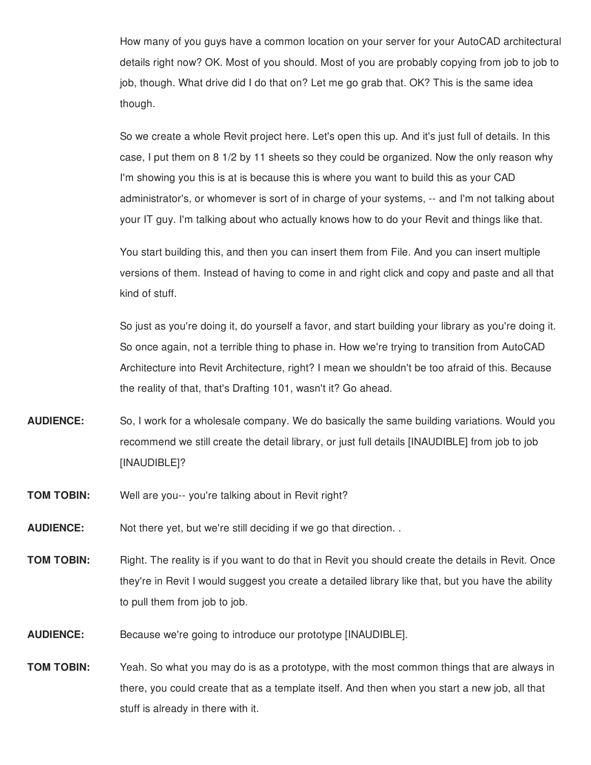How many of you guys have a common location on your server for your AutoCAD architectural details right now? OK. Most of you should. Most of you are probably copying from job to job to job, though. What drive did I do that on? Let me go grab that. OK? This is the same idea though.

So we create a whole Revit project here. Let's open this up. And it's just full of details. In this case, I put them on 8 1/2 by 11 sheets so they could be organized. Now the only reason why I'm showing you this is at is because this is where you want to build this as your CAD administrator's, or whomever is sort of in charge of your systems, -- and I'm not talking about your IT guy. I'm talking about who actually knows how to do your Revit and things like that.

You start building this, and then you can insert them from File. And you can insert multiple versions of them. Instead of having to come in and right click and copy and paste and all that kind of stuff.

So just as you're doing it, do yourself a favor, and start building your library as you're doing it. So once again, not a terrible thing to phase in. How we're trying to transition from AutoCAD Architecture into Revit Architecture, right? I mean we shouldn't be too afraid of this. Because the reality of that, that's Drafting 101, wasn't it? Go ahead.

**AUDIENCE:** So, I work for a wholesale company. We do basically the same building variations. Would you recommend we still create the detail library, or just full details [INAUDIBLE] from job to job [INAUDIBLE]?

**TOM TOBIN:** Well are you-- you're talking about in Revit right?

**AUDIENCE:** Not there yet, but we're still deciding if we go that direction. .

**TOM TOBIN:** Right. The reality is if you want to do that in Revit you should create the details in Revit. Once they're in Revit I would suggest you create a detailed library like that, but you have the ability to pull them from job to job.

**AUDIENCE:** Because we're going to introduce our prototype [INAUDIBLE].

**TOM TOBIN:** Yeah. So what you may do is as a prototype, with the most common things that are always in there, you could create that as a template itself. And then when you start a new job, all that stuff is already in there with it.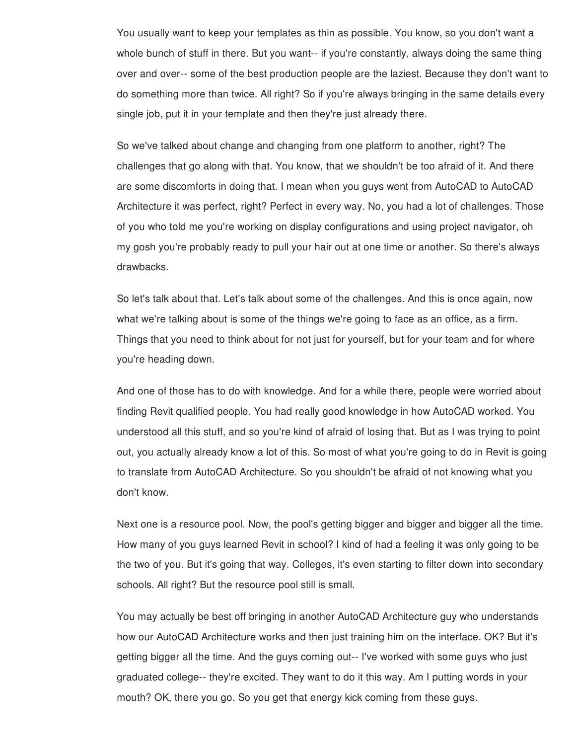You usually want to keep your templates as thin as possible. You know, so you don't want a whole bunch of stuff in there. But you want-- if you're constantly, always doing the same thing over and over-- some of the best production people are the laziest. Because they don't want to do something more than twice. All right? So if you're always bringing in the same details every single job, put it in your template and then they're just already there.

So we've talked about change and changing from one platform to another, right? The challenges that go along with that. You know, that we shouldn't be too afraid of it. And there are some discomforts in doing that. I mean when you guys went from AutoCAD to AutoCAD Architecture it was perfect, right? Perfect in every way. No, you had a lot of challenges. Those of you who told me you're working on display configurations and using project navigator, oh my gosh you're probably ready to pull your hair out at one time or another. So there's always drawbacks.

So let's talk about that. Let's talk about some of the challenges. And this is once again, now what we're talking about is some of the things we're going to face as an office, as a firm. Things that you need to think about for not just for yourself, but for your team and for where you're heading down.

And one of those has to do with knowledge. And for a while there, people were worried about finding Revit qualified people. You had really good knowledge in how AutoCAD worked. You understood all this stuff, and so you're kind of afraid of losing that. But as I was trying to point out, you actually already know a lot of this. So most of what you're going to do in Revit is going to translate from AutoCAD Architecture. So you shouldn't be afraid of not knowing what you don't know.

Next one is a resource pool. Now, the pool's getting bigger and bigger and bigger all the time. How many of you guys learned Revit in school? I kind of had a feeling it was only going to be the two of you. But it's going that way. Colleges, it's even starting to filter down into secondary schools. All right? But the resource pool still is small.

You may actually be best off bringing in another AutoCAD Architecture guy who understands how our AutoCAD Architecture works and then just training him on the interface. OK? But it's getting bigger all the time. And the guys coming out-- I've worked with some guys who just graduated college-- they're excited. They want to do it this way. Am I putting words in your mouth? OK, there you go. So you get that energy kick coming from these guys.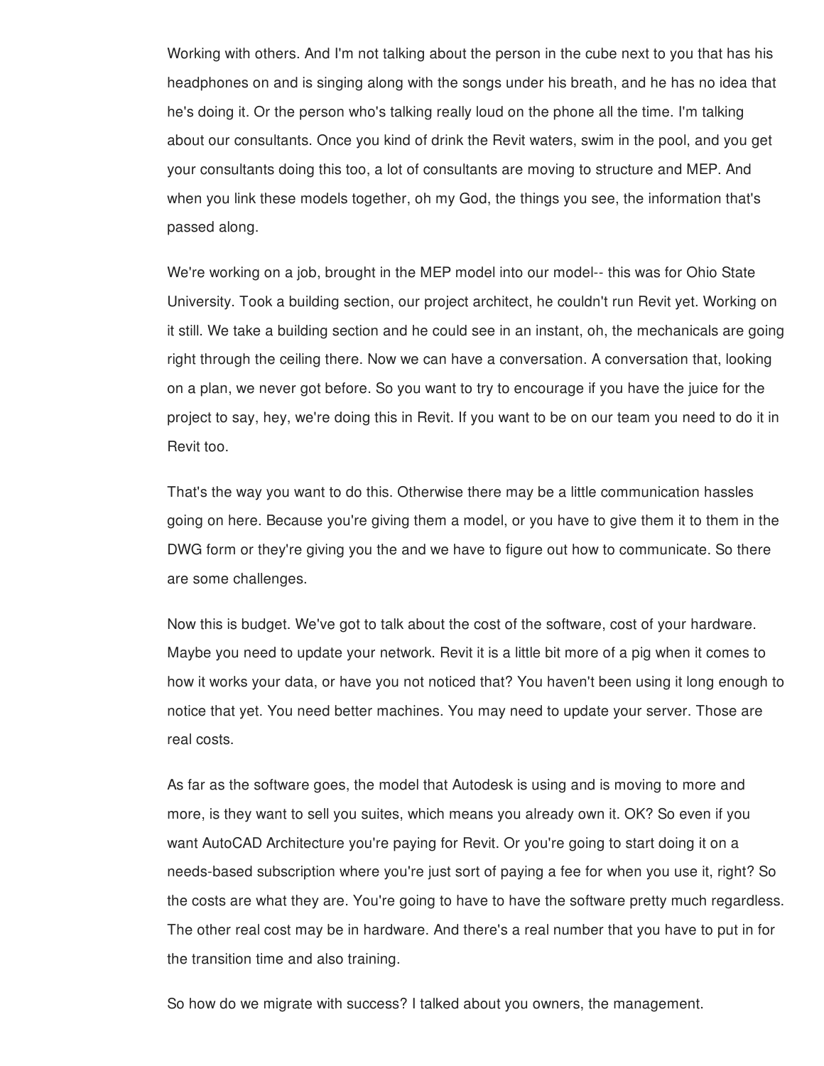Working with others. And I'm not talking about the person in the cube next to you that has his headphones on and is singing along with the songs under his breath, and he has no idea that he's doing it. Or the person who's talking really loud on the phone all the time. I'm talking about our consultants. Once you kind of drink the Revit waters, swim in the pool, and you get your consultants doing this too, a lot of consultants are moving to structure and MEP. And when you link these models together, oh my God, the things you see, the information that's passed along.

We're working on a job, brought in the MEP model into our model-- this was for Ohio State University. Took a building section, our project architect, he couldn't run Revit yet. Working on it still. We take a building section and he could see in an instant, oh, the mechanicals are going right through the ceiling there. Now we can have a conversation. A conversation that, looking on a plan, we never got before. So you want to try to encourage if you have the juice for the project to say, hey, we're doing this in Revit. If you want to be on our team you need to do it in Revit too.

That's the way you want to do this. Otherwise there may be a little communication hassles going on here. Because you're giving them a model, or you have to give them it to them in the DWG form or they're giving you the and we have to figure out how to communicate. So there are some challenges.

Now this is budget. We've got to talk about the cost of the software, cost of your hardware. Maybe you need to update your network. Revit it is a little bit more of a pig when it comes to how it works your data, or have you not noticed that? You haven't been using it long enough to notice that yet. You need better machines. You may need to update your server. Those are real costs.

As far as the software goes, the model that Autodesk is using and is moving to more and more, is they want to sell you suites, which means you already own it. OK? So even if you want AutoCAD Architecture you're paying for Revit. Or you're going to start doing it on a needs-based subscription where you're just sort of paying a fee for when you use it, right? So the costs are what they are. You're going to have to have the software pretty much regardless. The other real cost may be in hardware. And there's a real number that you have to put in for the transition time and also training.

So how do we migrate with success? I talked about you owners, the management.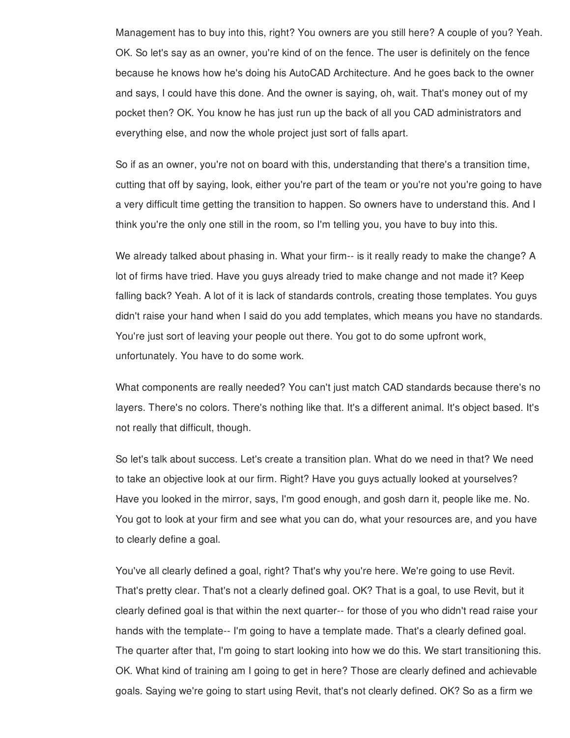Management has to buy into this, right? You owners are you still here? A couple of you? Yeah. OK. So let's say as an owner, you're kind of on the fence. The user is definitely on the fence because he knows how he's doing his AutoCAD Architecture. And he goes back to the owner and says, I could have this done. And the owner is saying, oh, wait. That's money out of my pocket then? OK. You know he has just run up the back of all you CAD administrators and everything else, and now the whole project just sort of falls apart.

So if as an owner, you're not on board with this, understanding that there's a transition time, cutting that off by saying, look, either you're part of the team or you're not you're going to have a very difficult time getting the transition to happen. So owners have to understand this. And I think you're the only one still in the room, so I'm telling you, you have to buy into this.

We already talked about phasing in. What your firm-- is it really ready to make the change? A lot of firms have tried. Have you guys already tried to make change and not made it? Keep falling back? Yeah. A lot of it is lack of standards controls, creating those templates. You guys didn't raise your hand when I said do you add templates, which means you have no standards. You're just sort of leaving your people out there. You got to do some upfront work, unfortunately. You have to do some work.

What components are really needed? You can't just match CAD standards because there's no layers. There's no colors. There's nothing like that. It's a different animal. It's object based. It's not really that difficult, though.

So let's talk about success. Let's create a transition plan. What do we need in that? We need to take an objective look at our firm. Right? Have you guys actually looked at yourselves? Have you looked in the mirror, says, I'm good enough, and gosh darn it, people like me. No. You got to look at your firm and see what you can do, what your resources are, and you have to clearly define a goal.

You've all clearly defined a goal, right? That's why you're here. We're going to use Revit. That's pretty clear. That's not a clearly defined goal. OK? That is a goal, to use Revit, but it clearly defined goal is that within the next quarter-- for those of you who didn't read raise your hands with the template-- I'm going to have a template made. That's a clearly defined goal. The quarter after that, I'm going to start looking into how we do this. We start transitioning this. OK. What kind of training am I going to get in here? Those are clearly defined and achievable goals. Saying we're going to start using Revit, that's not clearly defined. OK? So as a firm we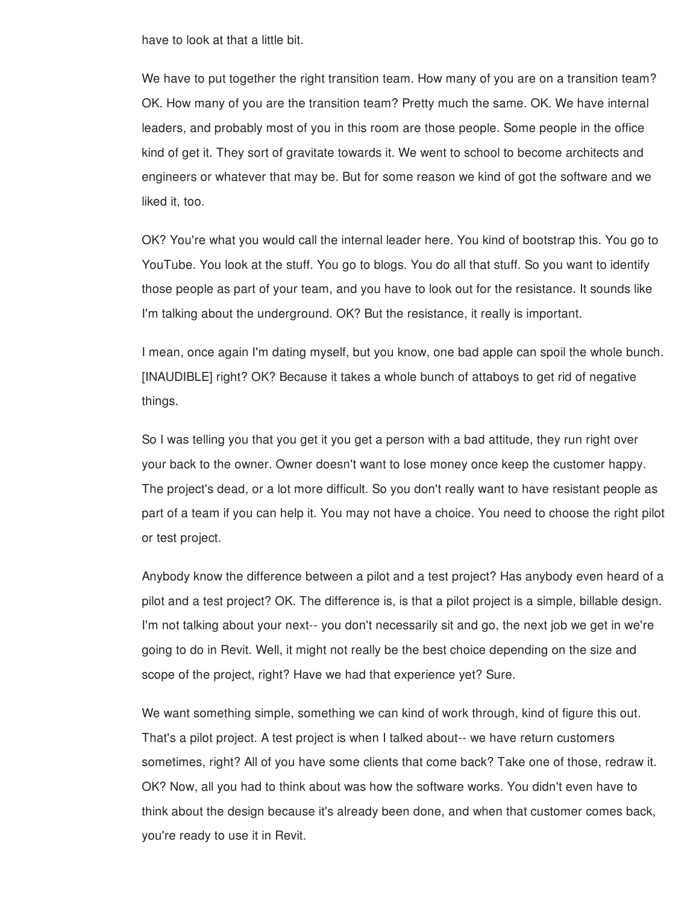have to look at that a little bit.

We have to put together the right transition team. How many of you are on a transition team? OK. How many of you are the transition team? Pretty much the same. OK. We have internal leaders, and probably most of you in this room are those people. Some people in the office kind of get it. They sort of gravitate towards it. We went to school to become architects and engineers or whatever that may be. But for some reason we kind of got the software and we liked it, too.

OK? You're what you would call the internal leader here. You kind of bootstrap this. You go to YouTube. You look at the stuff. You go to blogs. You do all that stuff. So you want to identify those people as part of your team, and you have to look out for the resistance. It sounds like I'm talking about the underground. OK? But the resistance, it really is important.

I mean, once again I'm dating myself, but you know, one bad apple can spoil the whole bunch. [INAUDIBLE] right? OK? Because it takes a whole bunch of attaboys to get rid of negative things.

So I was telling you that you get it you get a person with a bad attitude, they run right over your back to the owner. Owner doesn't want to lose money once keep the customer happy. The project's dead, or a lot more difficult. So you don't really want to have resistant people as part of a team if you can help it. You may not have a choice. You need to choose the right pilot or test project.

Anybody know the difference between a pilot and a test project? Has anybody even heard of a pilot and a test project? OK. The difference is, is that a pilot project is a simple, billable design. I'm not talking about your next-- you don't necessarily sit and go, the next job we get in we're going to do in Revit. Well, it might not really be the best choice depending on the size and scope of the project, right? Have we had that experience yet? Sure.

We want something simple, something we can kind of work through, kind of figure this out. That's a pilot project. A test project is when I talked about-- we have return customers sometimes, right? All of you have some clients that come back? Take one of those, redraw it. OK? Now, all you had to think about was how the software works. You didn't even have to think about the design because it's already been done, and when that customer comes back, you're ready to use it in Revit.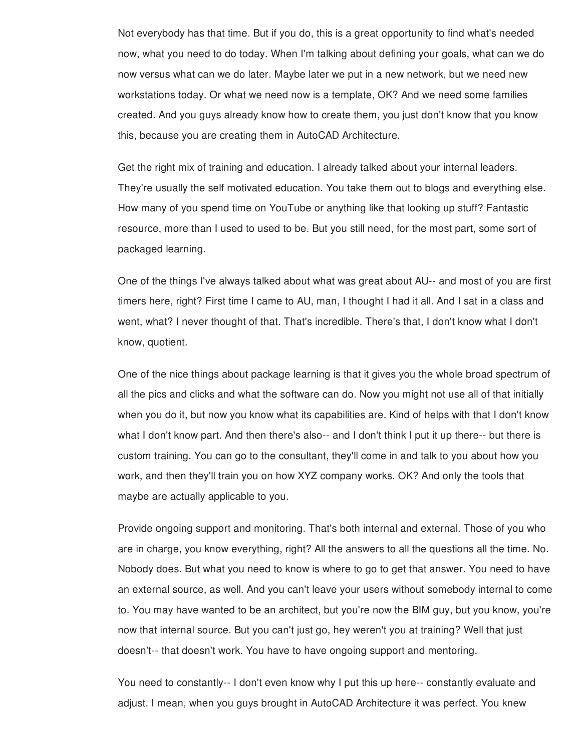Not everybody has that time. But if you do, this is a great opportunity to find what's needed now, what you need to do today. When I'm talking about defining your goals, what can we do now versus what can we do later. Maybe later we put in a new network, but we need new workstations today. Or what we need now is a template, OK? And we need some families created. And you guys already know how to create them, you just don't know that you know this, because you are creating them in AutoCAD Architecture.

Get the right mix of training and education. I already talked about your internal leaders. They're usually the self motivated education. You take them out to blogs and everything else. How many of you spend time on YouTube or anything like that looking up stuff? Fantastic resource, more than I used to used to be. But you still need, for the most part, some sort of packaged learning.

One of the things I've always talked about what was great about AU-- and most of you are first timers here, right? First time I came to AU, man, I thought I had it all. And I sat in a class and went, what? I never thought of that. That's incredible. There's that, I don't know what I don't know, quotient.

One of the nice things about package learning is that it gives you the whole broad spectrum of all the pics and clicks and what the software can do. Now you might not use all of that initially when you do it, but now you know what its capabilities are. Kind of helps with that I don't know what I don't know part. And then there's also-- and I don't think I put it up there-- but there is custom training. You can go to the consultant, they'll come in and talk to you about how you work, and then they'll train you on how XYZ company works. OK? And only the tools that maybe are actually applicable to you.

Provide ongoing support and monitoring. That's both internal and external. Those of you who are in charge, you know everything, right? All the answers to all the questions all the time. No. Nobody does. But what you need to know is where to go to get that answer. You need to have an external source, as well. And you can't leave your users without somebody internal to come to. You may have wanted to be an architect, but you're now the BIM guy, but you know, you're now that internal source. But you can't just go, hey weren't you at training? Well that just doesn't-- that doesn't work. You have to have ongoing support and mentoring.

You need to constantly-- I don't even know why I put this up here-- constantly evaluate and adjust. I mean, when you guys brought in AutoCAD Architecture it was perfect. You knew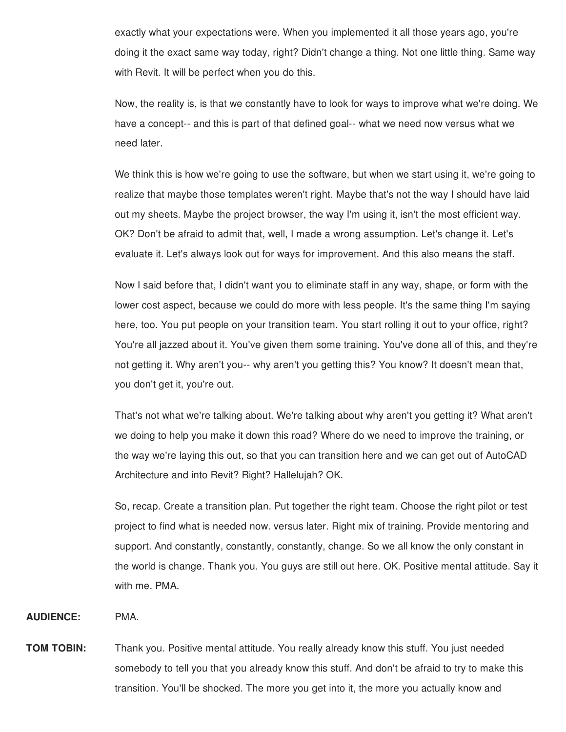exactly what your expectations were. When you implemented it all those years ago, you're doing it the exact same way today, right? Didn't change a thing. Not one little thing. Same way with Revit. It will be perfect when you do this.

Now, the reality is, is that we constantly have to look for ways to improve what we're doing. We have a concept-- and this is part of that defined goal-- what we need now versus what we need later.

We think this is how we're going to use the software, but when we start using it, we're going to realize that maybe those templates weren't right. Maybe that's not the way I should have laid out my sheets. Maybe the project browser, the way I'm using it, isn't the most efficient way. OK? Don't be afraid to admit that, well, I made a wrong assumption. Let's change it. Let's evaluate it. Let's always look out for ways for improvement. And this also means the staff.

Now I said before that, I didn't want you to eliminate staff in any way, shape, or form with the lower cost aspect, because we could do more with less people. It's the same thing I'm saying here, too. You put people on your transition team. You start rolling it out to your office, right? You're all jazzed about it. You've given them some training. You've done all of this, and they're not getting it. Why aren't you-- why aren't you getting this? You know? It doesn't mean that, you don't get it, you're out.

That's not what we're talking about. We're talking about why aren't you getting it? What aren't we doing to help you make it down this road? Where do we need to improve the training, or the way we're laying this out, so that you can transition here and we can get out of AutoCAD Architecture and into Revit? Right? Hallelujah? OK.

So, recap. Create a transition plan. Put together the right team. Choose the right pilot or test project to find what is needed now. versus later. Right mix of training. Provide mentoring and support. And constantly, constantly, constantly, change. So we all know the only constant in the world is change. Thank you. You guys are still out here. OK. Positive mental attitude. Say it with me. PMA.

**AUDIENCE:** PMA.

**TOM TOBIN:** Thank you. Positive mental attitude. You really already know this stuff. You just needed somebody to tell you that you already know this stuff. And don't be afraid to try to make this transition. You'll be shocked. The more you get into it, the more you actually know and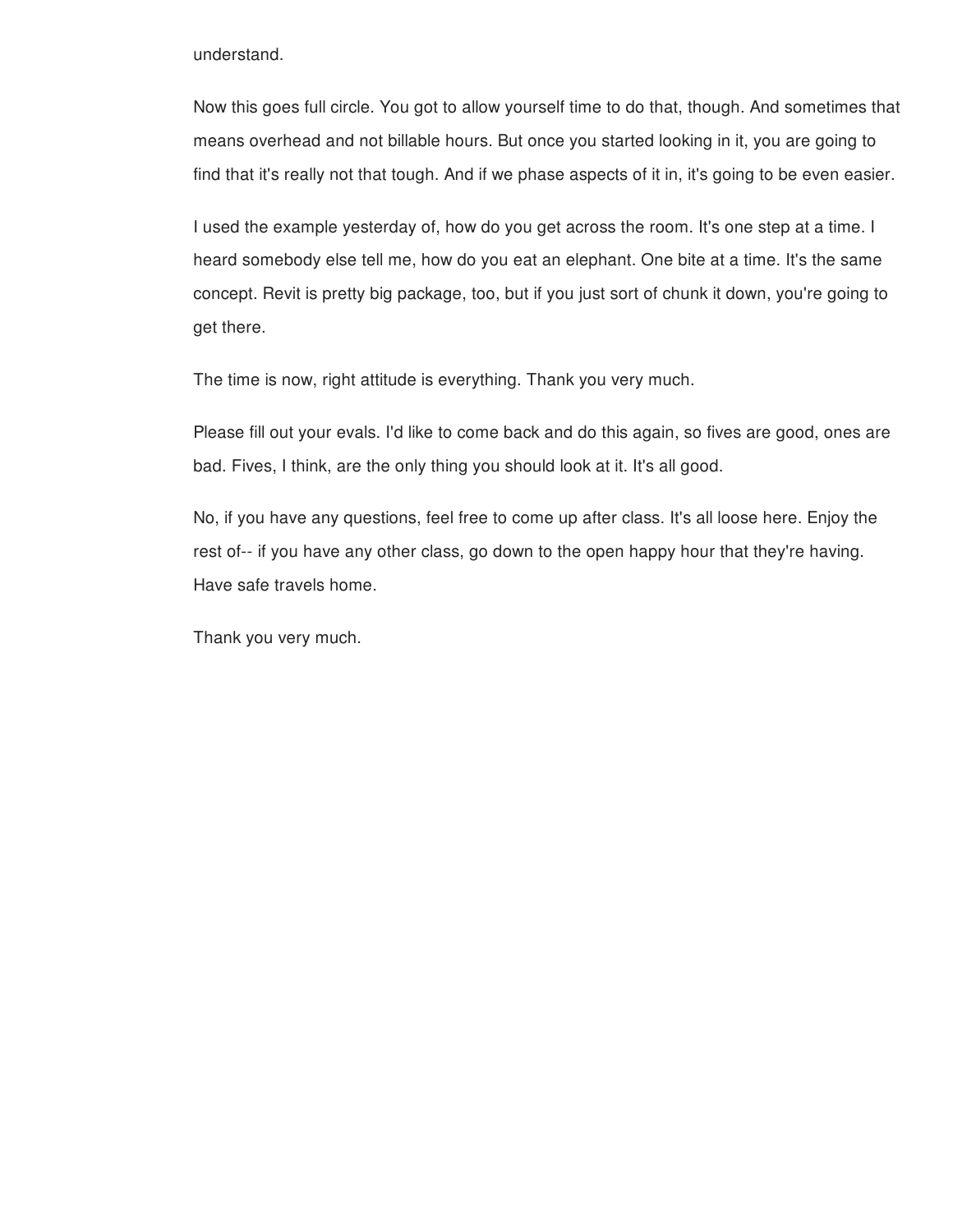understand.

Now this goes full circle. You got to allow yourself time to do that, though. And sometimes that means overhead and not billable hours. But once you started looking in it, you are going to find that it's really not that tough. And if we phase aspects of it in, it's going to be even easier.

I used the example yesterday of, how do you get across the room. It's one step at a time. I heard somebody else tell me, how do you eat an elephant. One bite at a time. It's the same concept. Revit is pretty big package, too, but if you just sort of chunk it down, you're going to get there.

The time is now, right attitude is everything. Thank you very much.

Please fill out your evals. I'd like to come back and do this again, so fives are good, ones are bad. Fives, I think, are the only thing you should look at it. It's all good.

No, if you have any questions, feel free to come up after class. It's all loose here. Enjoy the rest of-- if you have any other class, go down to the open happy hour that they're having. Have safe travels home.

Thank you very much.